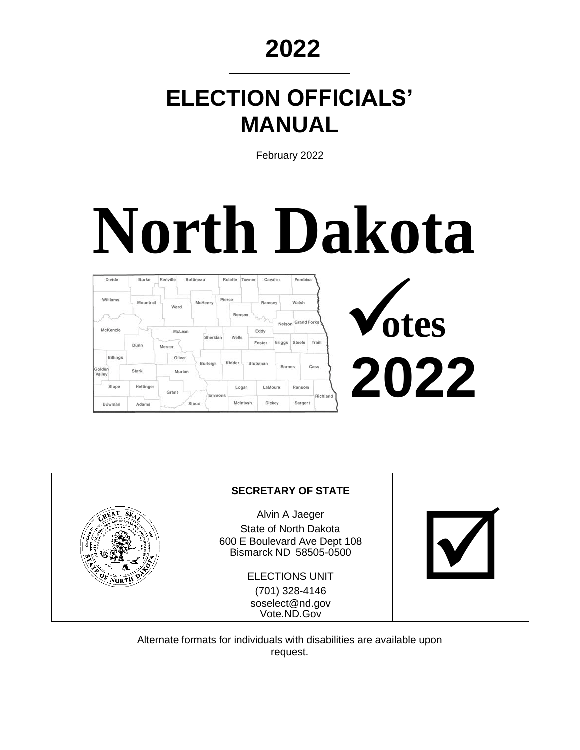# 2022

# ELECTION OFFICIALS' MANUAL

February 2022

# North Dakota

✓otes

**2022**

**SECRETARY OF STATE**

Alvin A Jaeger
State of North Dakota
600 E Boulevard Ave Dept 108
Bismarck ND 58505-0500

ELECTIONS UNIT
(701) 328-4146
soselect@nd.gov
Vote.ND.Gov

Alternate formats for individuals with disabilities are available upon request.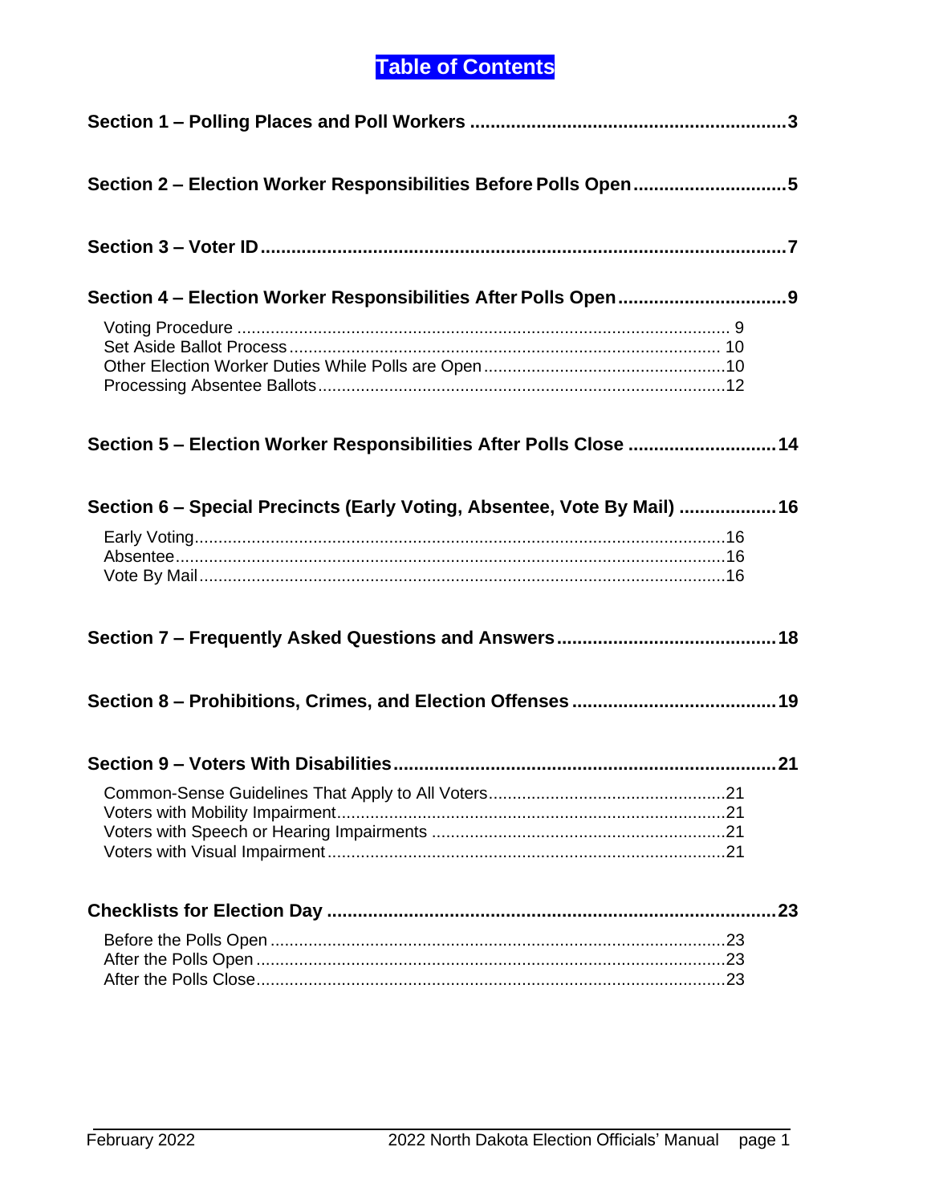# Table of Contents

**Section 1 – Polling Places and Poll Workers** ........................................................... **3**

**Section 2 – Election Worker Responsibilities Before Polls Open** ............................ **5**

**Section 3 – Voter ID** ................................................................................................ **7**

**Section 4 – Election Worker Responsibilities After Polls Open** ............................... **9**

- Voting Procedure ....................................................................................................... 9
- Set Aside Ballot Process .......................................................................................... 10
- Other Election Worker Duties While Polls are Open .................................................. 10
- Processing Absentee Ballots ..................................................................................... 12

**Section 5 – Election Worker Responsibilities After Polls Close** ............................ **14**

**Section 6 – Special Precincts (Early Voting, Absentee, Vote By Mail)** .................. **16**

- Early Voting ............................................................................................................... 16
- Absentee .................................................................................................................... 16
- Vote By Mail ............................................................................................................... 16

**Section 7 – Frequently Asked Questions and Answers** .......................................... **18**

**Section 8 – Prohibitions, Crimes, and Election Offenses** ....................................... **19**

**Section 9 – Voters With Disabilities** ......................................................................... **21**

- Common-Sense Guidelines That Apply to All Voters ................................................. 21
- Voters with Mobility Impairment ................................................................................. 21
- Voters with Speech or Hearing Impairments ............................................................. 21
- Voters with Visual Impairment ................................................................................... 21

**Checklists for Election Day** ..................................................................................... **23**

- Before the Polls Open ................................................................................................ 23
- After the Polls Open ................................................................................................... 23
- After the Polls Close .................................................................................................. 23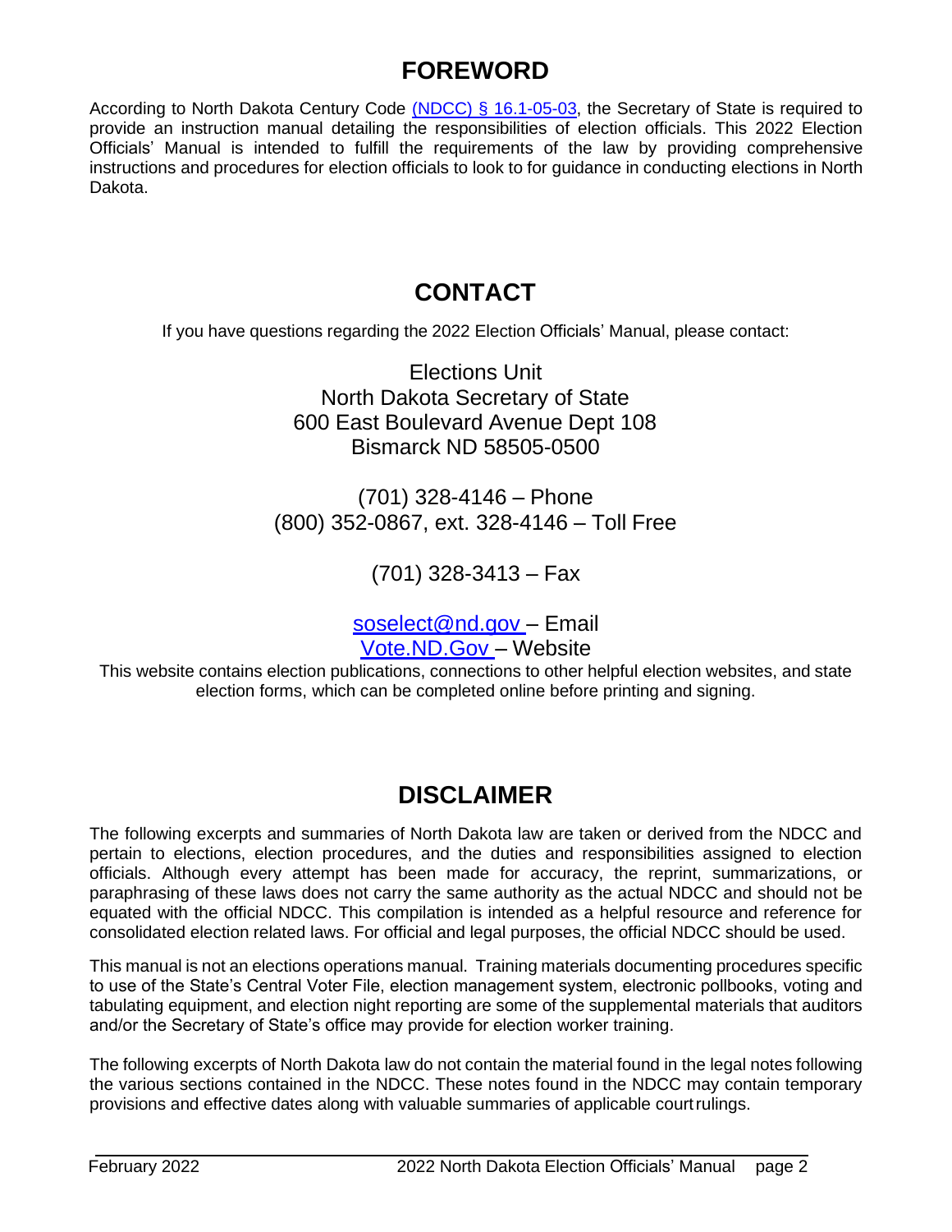# FOREWORD

According to North Dakota Century Code (NDCC) § 16.1-05-03, the Secretary of State is required to provide an instruction manual detailing the responsibilities of election officials. This 2022 Election Officials' Manual is intended to fulfill the requirements of the law by providing comprehensive instructions and procedures for election officials to look to for guidance in conducting elections in North Dakota.

# CONTACT

If you have questions regarding the 2022 Election Officials' Manual, please contact:

Elections Unit
North Dakota Secretary of State
600 East Boulevard Avenue Dept 108
Bismarck ND 58505-0500

(701) 328-4146 – Phone
(800) 352-0867, ext. 328-4146 – Toll Free

(701) 328-3413 – Fax

soselect@nd.gov – Email
Vote.ND.Gov – Website

This website contains election publications, connections to other helpful election websites, and state election forms, which can be completed online before printing and signing.

# DISCLAIMER

The following excerpts and summaries of North Dakota law are taken or derived from the NDCC and pertain to elections, election procedures, and the duties and responsibilities assigned to election officials. Although every attempt has been made for accuracy, the reprint, summarizations, or paraphrasing of these laws does not carry the same authority as the actual NDCC and should not be equated with the official NDCC. This compilation is intended as a helpful resource and reference for consolidated election related laws. For official and legal purposes, the official NDCC should be used.

This manual is not an elections operations manual. Training materials documenting procedures specific to use of the State's Central Voter File, election management system, electronic pollbooks, voting and tabulating equipment, and election night reporting are some of the supplemental materials that auditors and/or the Secretary of State's office may provide for election worker training.

The following excerpts of North Dakota law do not contain the material found in the legal notes following the various sections contained in the NDCC. These notes found in the NDCC may contain temporary provisions and effective dates along with valuable summaries of applicable court rulings.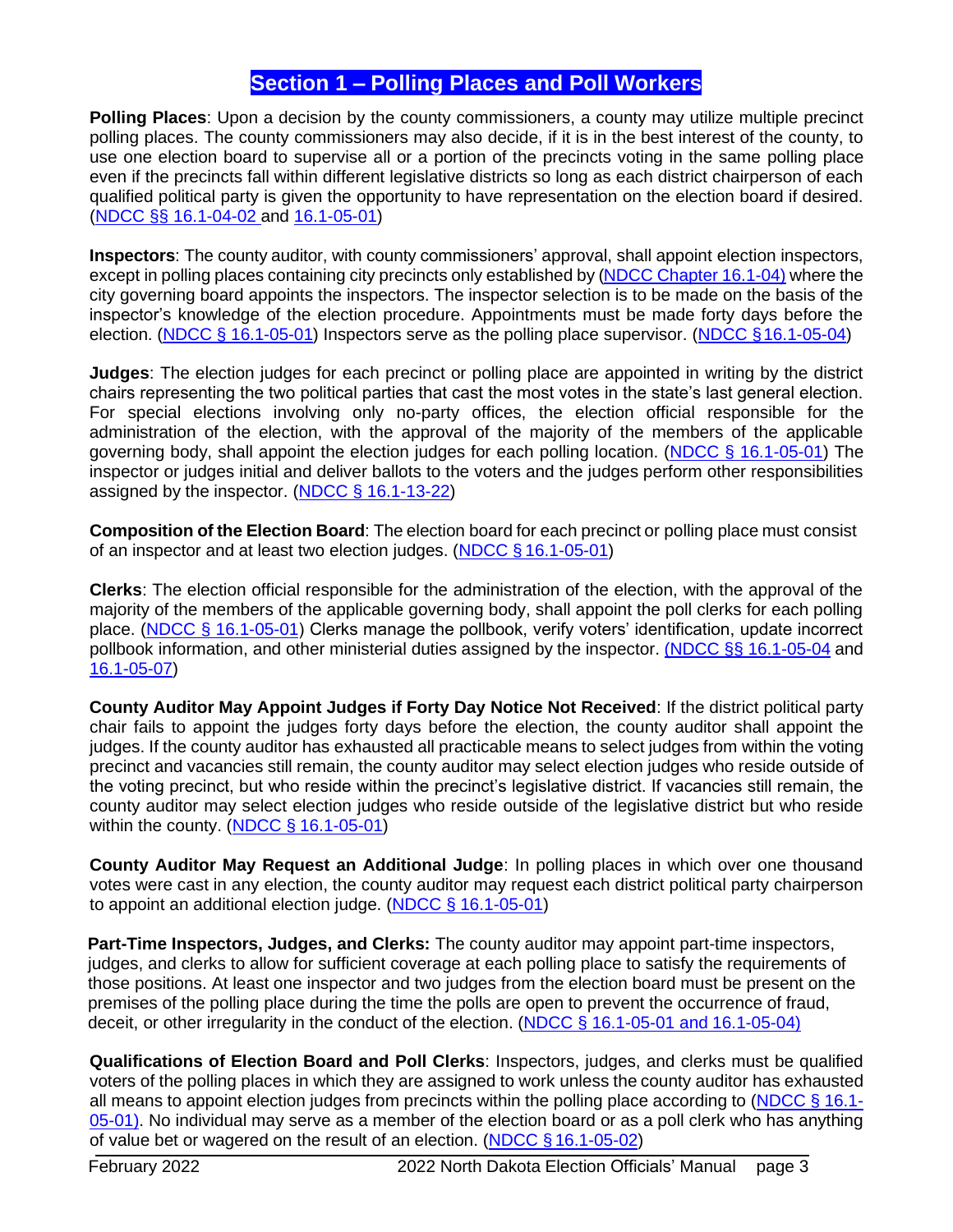## Section 1 – Polling Places and Poll Workers

**Polling Places**: Upon a decision by the county commissioners, a county may utilize multiple precinct polling places. The county commissioners may also decide, if it is in the best interest of the county, to use one election board to supervise all or a portion of the precincts voting in the same polling place even if the precincts fall within different legislative districts so long as each district chairperson of each qualified political party is given the opportunity to have representation on the election board if desired. (NDCC §§ 16.1-04-02 and 16.1-05-01)

**Inspectors**: The county auditor, with county commissioners' approval, shall appoint election inspectors, except in polling places containing city precincts only established by (NDCC Chapter 16.1-04) where the city governing board appoints the inspectors. The inspector selection is to be made on the basis of the inspector's knowledge of the election procedure. Appointments must be made forty days before the election. (NDCC § 16.1-05-01) Inspectors serve as the polling place supervisor. (NDCC §16.1-05-04)

**Judges**: The election judges for each precinct or polling place are appointed in writing by the district chairs representing the two political parties that cast the most votes in the state's last general election. For special elections involving only no-party offices, the election official responsible for the administration of the election, with the approval of the majority of the members of the applicable governing body, shall appoint the election judges for each polling location. (NDCC § 16.1-05-01) The inspector or judges initial and deliver ballots to the voters and the judges perform other responsibilities assigned by the inspector. (NDCC § 16.1-13-22)

**Composition of the Election Board**: The election board for each precinct or polling place must consist of an inspector and at least two election judges. (NDCC § 16.1-05-01)

**Clerks**: The election official responsible for the administration of the election, with the approval of the majority of the members of the applicable governing body, shall appoint the poll clerks for each polling place. (NDCC § 16.1-05-01) Clerks manage the pollbook, verify voters' identification, update incorrect pollbook information, and other ministerial duties assigned by the inspector. (NDCC §§ 16.1-05-04 and 16.1-05-07)

**County Auditor May Appoint Judges if Forty Day Notice Not Received**: If the district political party chair fails to appoint the judges forty days before the election, the county auditor shall appoint the judges. If the county auditor has exhausted all practicable means to select judges from within the voting precinct and vacancies still remain, the county auditor may select election judges who reside outside of the voting precinct, but who reside within the precinct's legislative district. If vacancies still remain, the county auditor may select election judges who reside outside of the legislative district but who reside within the county. (NDCC § 16.1-05-01)

**County Auditor May Request an Additional Judge**: In polling places in which over one thousand votes were cast in any election, the county auditor may request each district political party chairperson to appoint an additional election judge. (NDCC § 16.1-05-01)

**Part-Time Inspectors, Judges, and Clerks:** The county auditor may appoint part-time inspectors, judges, and clerks to allow for sufficient coverage at each polling place to satisfy the requirements of those positions. At least one inspector and two judges from the election board must be present on the premises of the polling place during the time the polls are open to prevent the occurrence of fraud, deceit, or other irregularity in the conduct of the election. (NDCC § 16.1-05-01 and 16.1-05-04)

**Qualifications of Election Board and Poll Clerks**: Inspectors, judges, and clerks must be qualified voters of the polling places in which they are assigned to work unless the county auditor has exhausted all means to appoint election judges from precincts within the polling place according to (NDCC § 16.1-05-01). No individual may serve as a member of the election board or as a poll clerk who has anything of value bet or wagered on the result of an election. (NDCC §16.1-05-02)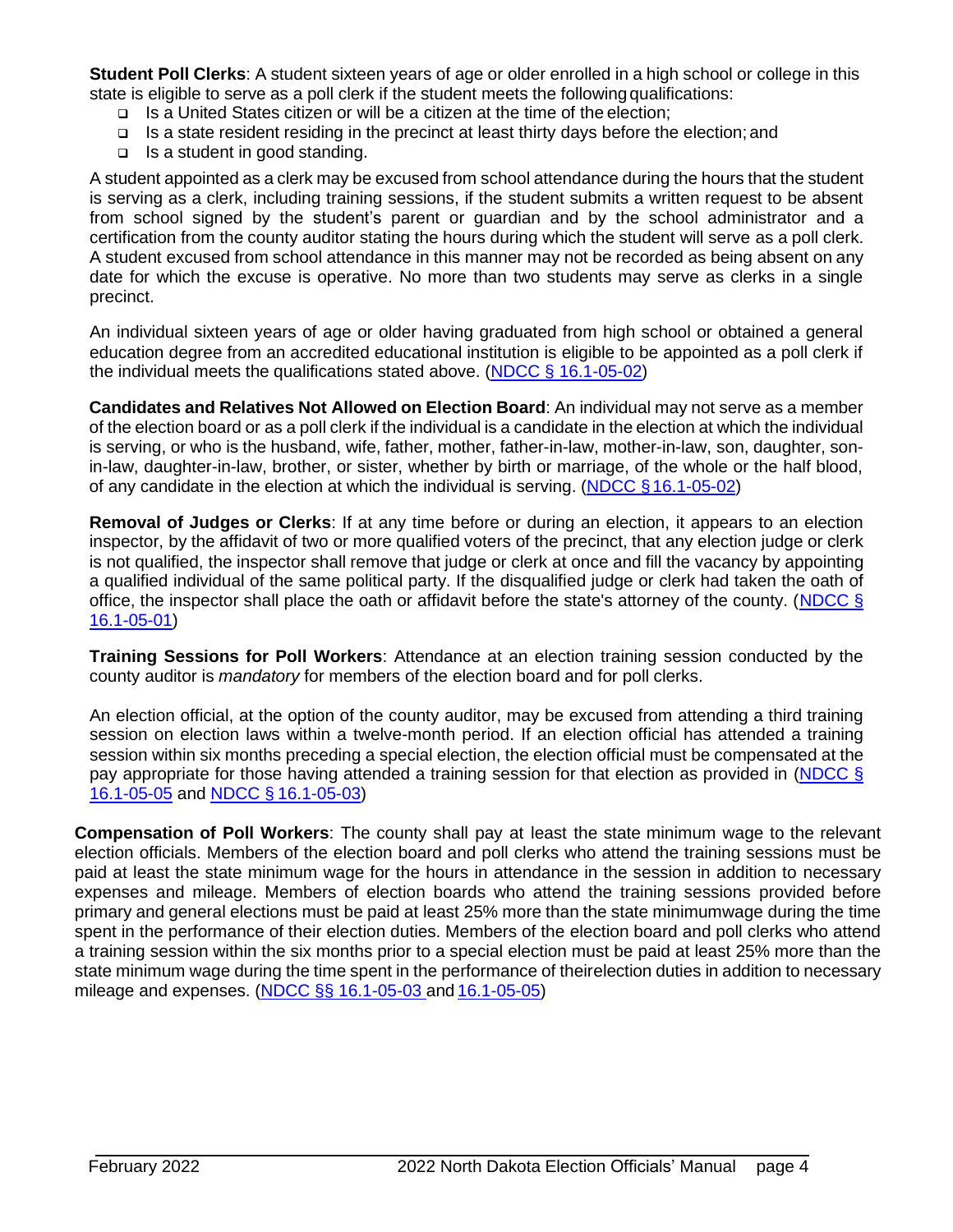**Student Poll Clerks**: A student sixteen years of age or older enrolled in a high school or college in this state is eligible to serve as a poll clerk if the student meets the following qualifications:

- Is a United States citizen or will be a citizen at the time of the election;
- Is a state resident residing in the precinct at least thirty days before the election; and
- Is a student in good standing.

A student appointed as a clerk may be excused from school attendance during the hours that the student is serving as a clerk, including training sessions, if the student submits a written request to be absent from school signed by the student's parent or guardian and by the school administrator and a certification from the county auditor stating the hours during which the student will serve as a poll clerk. A student excused from school attendance in this manner may not be recorded as being absent on any date for which the excuse is operative. No more than two students may serve as clerks in a single precinct.

An individual sixteen years of age or older having graduated from high school or obtained a general education degree from an accredited educational institution is eligible to be appointed as a poll clerk if the individual meets the qualifications stated above. (NDCC § 16.1-05-02)

**Candidates and Relatives Not Allowed on Election Board**: An individual may not serve as a member of the election board or as a poll clerk if the individual is a candidate in the election at which the individual is serving, or who is the husband, wife, father, mother, father-in-law, mother-in-law, son, daughter, son-in-law, daughter-in-law, brother, or sister, whether by birth or marriage, of the whole or the half blood, of any candidate in the election at which the individual is serving. (NDCC § 16.1-05-02)

**Removal of Judges or Clerks**: If at any time before or during an election, it appears to an election inspector, by the affidavit of two or more qualified voters of the precinct, that any election judge or clerk is not qualified, the inspector shall remove that judge or clerk at once and fill the vacancy by appointing a qualified individual of the same political party. If the disqualified judge or clerk had taken the oath of office, the inspector shall place the oath or affidavit before the state's attorney of the county. (NDCC § 16.1-05-01)

**Training Sessions for Poll Workers**: Attendance at an election training session conducted by the county auditor is *mandatory* for members of the election board and for poll clerks.

An election official, at the option of the county auditor, may be excused from attending a third training session on election laws within a twelve-month period. If an election official has attended a training session within six months preceding a special election, the election official must be compensated at the pay appropriate for those having attended a training session for that election as provided in (NDCC § 16.1-05-05 and NDCC § 16.1-05-03)

**Compensation of Poll Workers**: The county shall pay at least the state minimum wage to the relevant election officials. Members of the election board and poll clerks who attend the training sessions must be paid at least the state minimum wage for the hours in attendance in the session in addition to necessary expenses and mileage. Members of election boards who attend the training sessions provided before primary and general elections must be paid at least 25% more than the state minimumwage during the time spent in the performance of their election duties. Members of the election board and poll clerks who attend a training session within the six months prior to a special election must be paid at least 25% more than the state minimum wage during the time spent in the performance of theirelection duties in addition to necessary mileage and expenses. (NDCC §§ 16.1-05-03 and 16.1-05-05)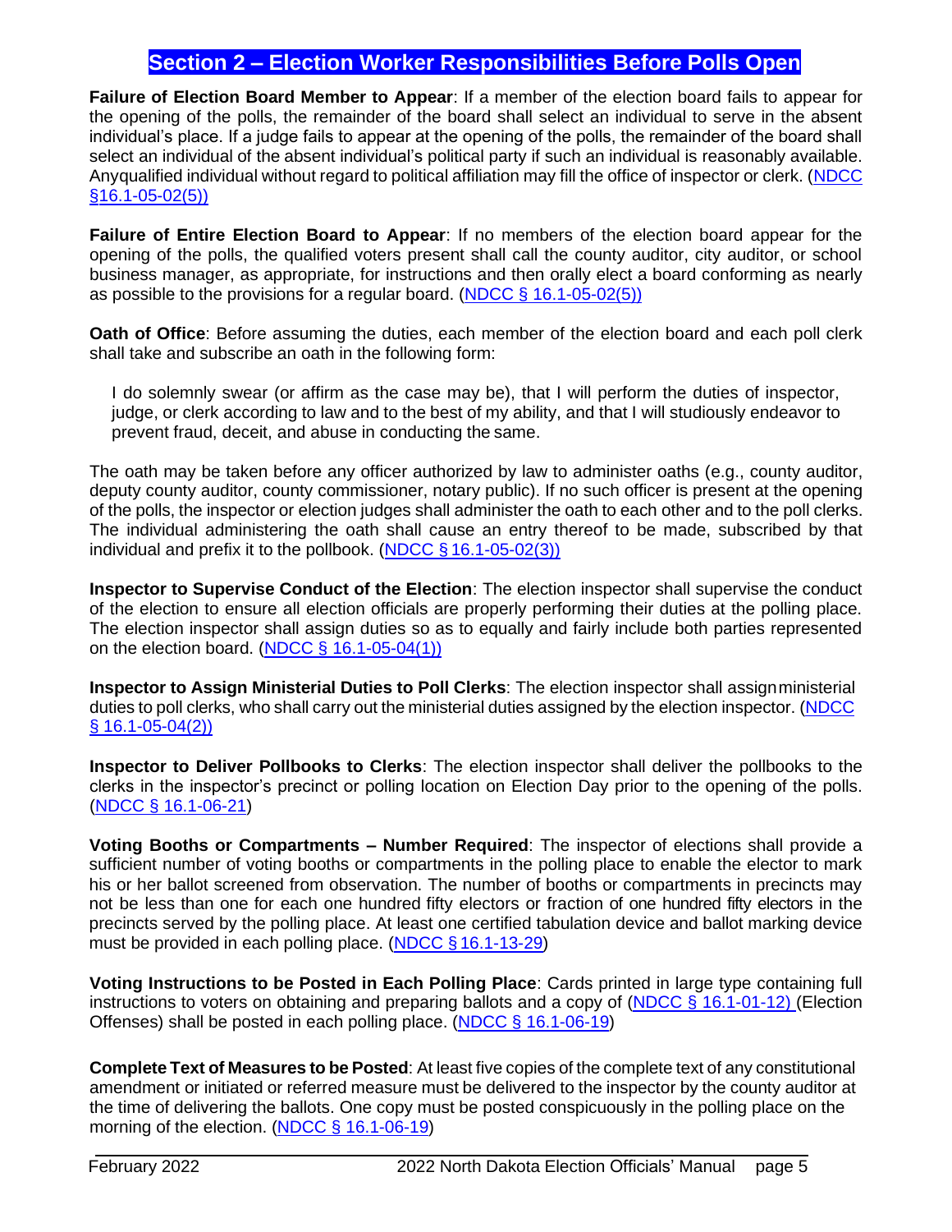## Section 2 – Election Worker Responsibilities Before Polls Open

**Failure of Election Board Member to Appear**: If a member of the election board fails to appear for the opening of the polls, the remainder of the board shall select an individual to serve in the absent individual's place. If a judge fails to appear at the opening of the polls, the remainder of the board shall select an individual of the absent individual's political party if such an individual is reasonably available. Anyqualified individual without regard to political affiliation may fill the office of inspector or clerk. (NDCC §16.1-05-02(5))

**Failure of Entire Election Board to Appear**: If no members of the election board appear for the opening of the polls, the qualified voters present shall call the county auditor, city auditor, or school business manager, as appropriate, for instructions and then orally elect a board conforming as nearly as possible to the provisions for a regular board. (NDCC § 16.1-05-02(5))

**Oath of Office**: Before assuming the duties, each member of the election board and each poll clerk shall take and subscribe an oath in the following form:

> I do solemnly swear (or affirm as the case may be), that I will perform the duties of inspector, judge, or clerk according to law and to the best of my ability, and that I will studiously endeavor to prevent fraud, deceit, and abuse in conducting the same.

The oath may be taken before any officer authorized by law to administer oaths (e.g., county auditor, deputy county auditor, county commissioner, notary public). If no such officer is present at the opening of the polls, the inspector or election judges shall administer the oath to each other and to the poll clerks. The individual administering the oath shall cause an entry thereof to be made, subscribed by that individual and prefix it to the pollbook. (NDCC § 16.1-05-02(3))

**Inspector to Supervise Conduct of the Election**: The election inspector shall supervise the conduct of the election to ensure all election officials are properly performing their duties at the polling place. The election inspector shall assign duties so as to equally and fairly include both parties represented on the election board. (NDCC § 16.1-05-04(1))

**Inspector to Assign Ministerial Duties to Poll Clerks**: The election inspector shall assign ministerial duties to poll clerks, who shall carry out the ministerial duties assigned by the election inspector. (NDCC § 16.1-05-04(2))

**Inspector to Deliver Pollbooks to Clerks**: The election inspector shall deliver the pollbooks to the clerks in the inspector's precinct or polling location on Election Day prior to the opening of the polls. (NDCC § 16.1-06-21)

**Voting Booths or Compartments – Number Required**: The inspector of elections shall provide a sufficient number of voting booths or compartments in the polling place to enable the elector to mark his or her ballot screened from observation. The number of booths or compartments in precincts may not be less than one for each one hundred fifty electors or fraction of one hundred fifty electors in the precincts served by the polling place. At least one certified tabulation device and ballot marking device must be provided in each polling place. (NDCC § 16.1-13-29)

**Voting Instructions to be Posted in Each Polling Place**: Cards printed in large type containing full instructions to voters on obtaining and preparing ballots and a copy of (NDCC § 16.1-01-12) (Election Offenses) shall be posted in each polling place. (NDCC § 16.1-06-19)

**Complete Text of Measures to be Posted**: At least five copies of the complete text of any constitutional amendment or initiated or referred measure must be delivered to the inspector by the county auditor at the time of delivering the ballots. One copy must be posted conspicuously in the polling place on the morning of the election. (NDCC § 16.1-06-19)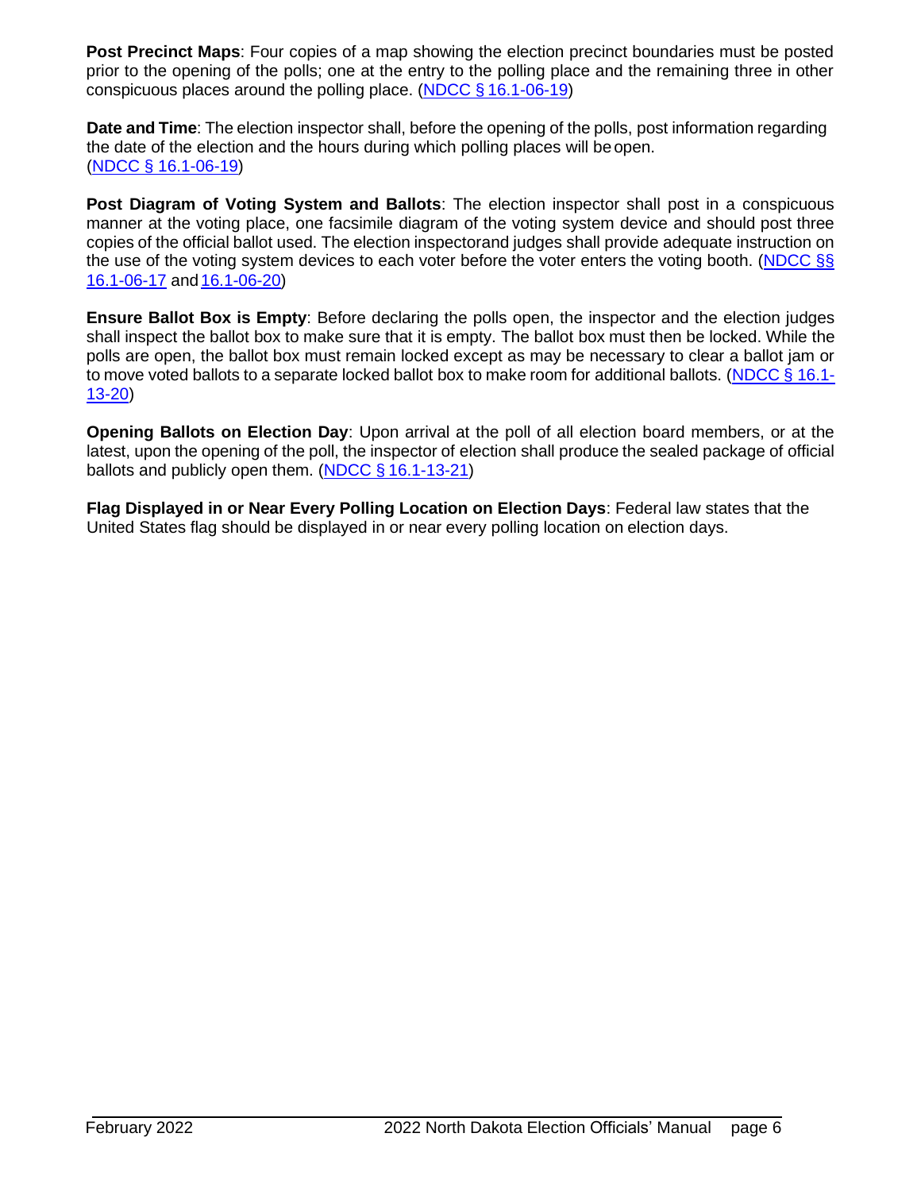**Post Precinct Maps**: Four copies of a map showing the election precinct boundaries must be posted prior to the opening of the polls; one at the entry to the polling place and the remaining three in other conspicuous places around the polling place. (NDCC § 16.1-06-19)

**Date and Time**: The election inspector shall, before the opening of the polls, post information regarding the date of the election and the hours during which polling places will be open. (NDCC § 16.1-06-19)

**Post Diagram of Voting System and Ballots**: The election inspector shall post in a conspicuous manner at the voting place, one facsimile diagram of the voting system device and should post three copies of the official ballot used. The election inspectorand judges shall provide adequate instruction on the use of the voting system devices to each voter before the voter enters the voting booth. (NDCC §§ 16.1-06-17 and 16.1-06-20)

**Ensure Ballot Box is Empty**: Before declaring the polls open, the inspector and the election judges shall inspect the ballot box to make sure that it is empty. The ballot box must then be locked. While the polls are open, the ballot box must remain locked except as may be necessary to clear a ballot jam or to move voted ballots to a separate locked ballot box to make room for additional ballots. (NDCC § 16.1-13-20)

**Opening Ballots on Election Day**: Upon arrival at the poll of all election board members, or at the latest, upon the opening of the poll, the inspector of election shall produce the sealed package of official ballots and publicly open them. (NDCC § 16.1-13-21)

**Flag Displayed in or Near Every Polling Location on Election Days**: Federal law states that the United States flag should be displayed in or near every polling location on election days.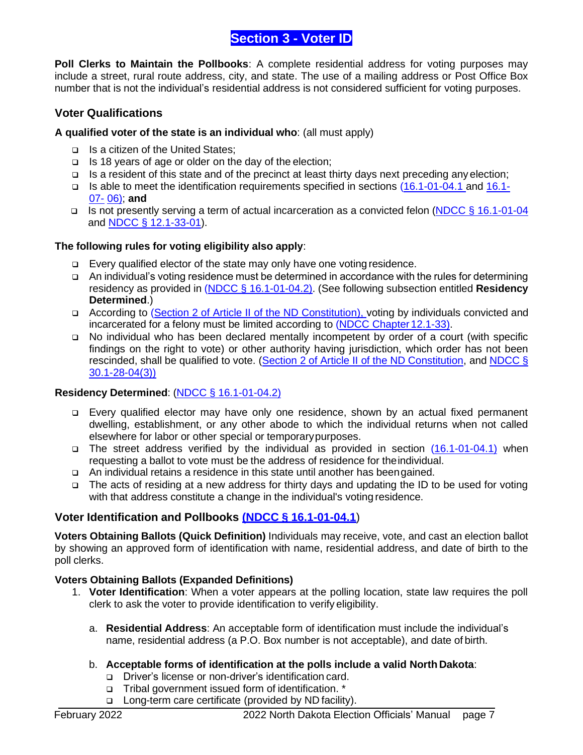# Section 3 - Voter ID

**Poll Clerks to Maintain the Pollbooks**: A complete residential address for voting purposes may include a street, rural route address, city, and state. The use of a mailing address or Post Office Box number that is not the individual's residential address is not considered sufficient for voting purposes.

## Voter Qualifications

**A qualified voter of the state is an individual who**: (all must apply)

- Is a citizen of the United States;
- Is 18 years of age or older on the day of the election;
- Is a resident of this state and of the precinct at least thirty days next preceding any election;
- Is able to meet the identification requirements specified in sections (16.1-01-04.1 and 16.1-07- 06); **and**
- Is not presently serving a term of actual incarceration as a convicted felon (NDCC § 16.1-01-04 and NDCC § 12.1-33-01).

**The following rules for voting eligibility also apply**:

- Every qualified elector of the state may only have one voting residence.
- An individual's voting residence must be determined in accordance with the rules for determining residency as provided in (NDCC § 16.1-01-04.2). (See following subsection entitled **Residency Determined**.)
- According to (Section 2 of Article II of the ND Constitution), voting by individuals convicted and incarcerated for a felony must be limited according to (NDCC Chapter 12.1-33).
- No individual who has been declared mentally incompetent by order of a court (with specific findings on the right to vote) or other authority having jurisdiction, which order has not been rescinded, shall be qualified to vote. (Section 2 of Article II of the ND Constitution, and NDCC § 30.1-28-04(3))

**Residency Determined**: (NDCC § 16.1-01-04.2)

- Every qualified elector may have only one residence, shown by an actual fixed permanent dwelling, establishment, or any other abode to which the individual returns when not called elsewhere for labor or other special or temporary purposes.
- The street address verified by the individual as provided in section (16.1-01-04.1) when requesting a ballot to vote must be the address of residence for the individual.
- An individual retains a residence in this state until another has been gained.
- The acts of residing at a new address for thirty days and updating the ID to be used for voting with that address constitute a change in the individual's voting residence.

## Voter Identification and Pollbooks (NDCC § 16.1-01-04.1)

**Voters Obtaining Ballots (Quick Definition)** Individuals may receive, vote, and cast an election ballot by showing an approved form of identification with name, residential address, and date of birth to the poll clerks.

**Voters Obtaining Ballots (Expanded Definitions)**

1. **Voter Identification**: When a voter appears at the polling location, state law requires the poll clerk to ask the voter to provide identification to verify eligibility.

   a. **Residential Address**: An acceptable form of identification must include the individual's name, residential address (a P.O. Box number is not acceptable), and date of birth.

   b. **Acceptable forms of identification at the polls include a valid North Dakota**:
      - Driver's license or non-driver's identification card.
      - Tribal government issued form of identification. *
      - Long-term care certificate (provided by ND facility).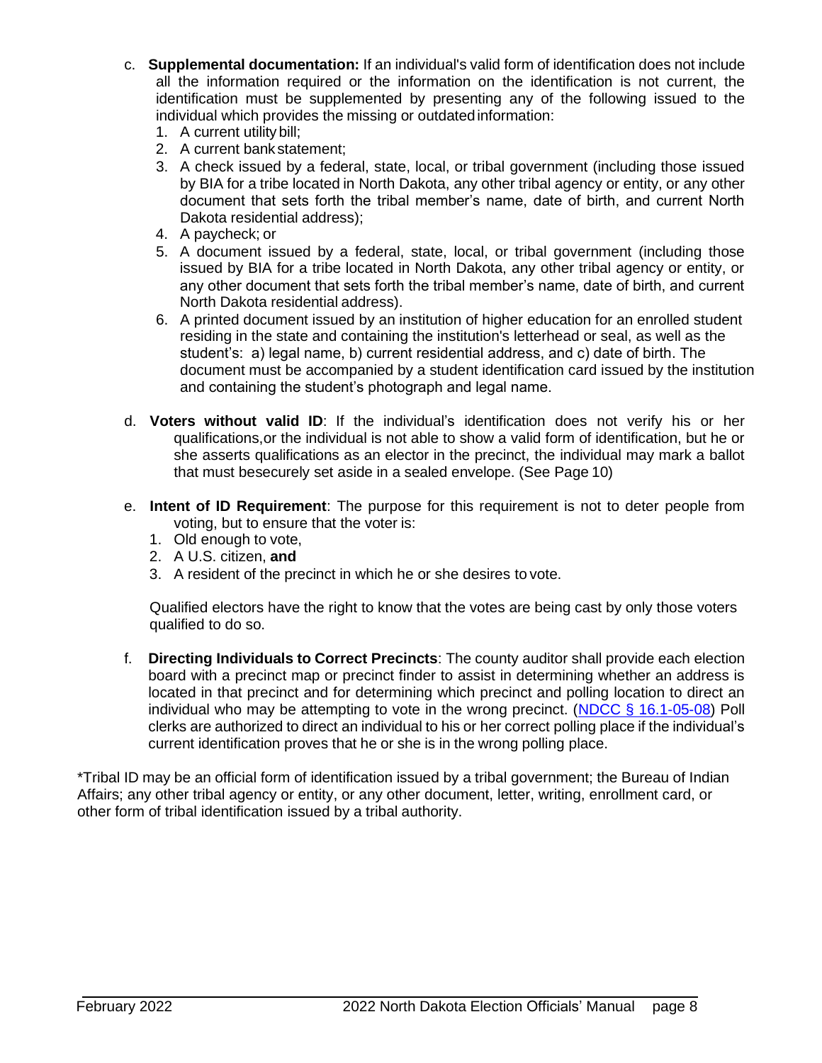c. **Supplemental documentation:** If an individual's valid form of identification does not include all the information required or the information on the identification is not current, the identification must be supplemented by presenting any of the following issued to the individual which provides the missing or outdated information:
   1. A current utility bill;
   2. A current bank statement;
   3. A check issued by a federal, state, local, or tribal government (including those issued by BIA for a tribe located in North Dakota, any other tribal agency or entity, or any other document that sets forth the tribal member's name, date of birth, and current North Dakota residential address);
   4. A paycheck; or
   5. A document issued by a federal, state, local, or tribal government (including those issued by BIA for a tribe located in North Dakota, any other tribal agency or entity, or any other document that sets forth the tribal member's name, date of birth, and current North Dakota residential address).
   6. A printed document issued by an institution of higher education for an enrolled student residing in the state and containing the institution's letterhead or seal, as well as the student's: a) legal name, b) current residential address, and c) date of birth. The document must be accompanied by a student identification card issued by the institution and containing the student's photograph and legal name.

d. **Voters without valid ID**: If the individual's identification does not verify his or her qualifications, or the individual is not able to show a valid form of identification, but he or she asserts qualifications as an elector in the precinct, the individual may mark a ballot that must be securely set aside in a sealed envelope. (See Page 10)

e. **Intent of ID Requirement**: The purpose for this requirement is not to deter people from voting, but to ensure that the voter is:
   1. Old enough to vote,
   2. A U.S. citizen, **and**
   3. A resident of the precinct in which he or she desires to vote.

   Qualified electors have the right to know that the votes are being cast by only those voters qualified to do so.

f. **Directing Individuals to Correct Precincts**: The county auditor shall provide each election board with a precinct map or precinct finder to assist in determining whether an address is located in that precinct and for determining which precinct and polling location to direct an individual who may be attempting to vote in the wrong precinct. (NDCC § 16.1-05-08) Poll clerks are authorized to direct an individual to his or her correct polling place if the individual's current identification proves that he or she is in the wrong polling place.

*Tribal ID may be an official form of identification issued by a tribal government; the Bureau of Indian Affairs; any other tribal agency or entity, or any other document, letter, writing, enrollment card, or other form of tribal identification issued by a tribal authority.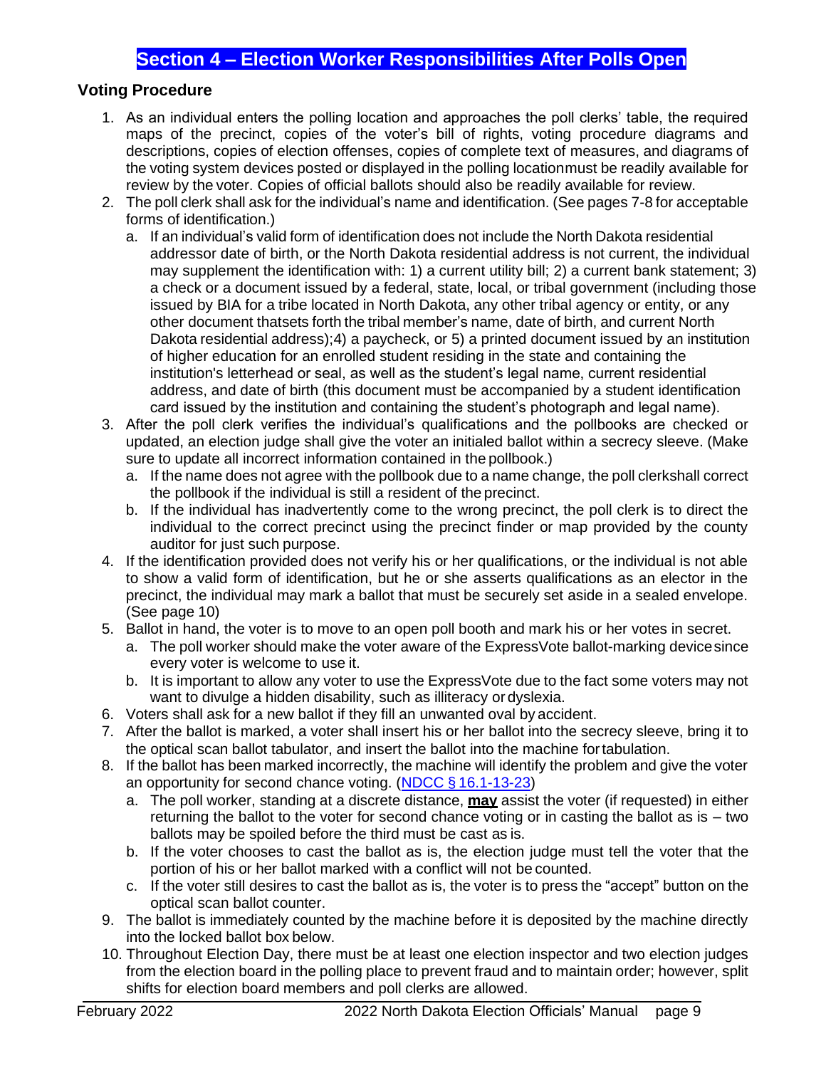# Section 4 – Election Worker Responsibilities After Polls Open

## Voting Procedure

1. As an individual enters the polling location and approaches the poll clerks' table, the required maps of the precinct, copies of the voter's bill of rights, voting procedure diagrams and descriptions, copies of election offenses, copies of complete text of measures, and diagrams of the voting system devices posted or displayed in the polling locationmust be readily available for review by the voter. Copies of official ballots should also be readily available for review.
2. The poll clerk shall ask for the individual's name and identification. (See pages 7-8 for acceptable forms of identification.)
   a. If an individual's valid form of identification does not include the North Dakota residential addressor date of birth, or the North Dakota residential address is not current, the individual may supplement the identification with: 1) a current utility bill; 2) a current bank statement; 3) a check or a document issued by a federal, state, local, or tribal government (including those issued by BIA for a tribe located in North Dakota, any other tribal agency or entity, or any other document thatsets forth the tribal member's name, date of birth, and current North Dakota residential address);4) a paycheck, or 5) a printed document issued by an institution of higher education for an enrolled student residing in the state and containing the institution's letterhead or seal, as well as the student's legal name, current residential address, and date of birth (this document must be accompanied by a student identification card issued by the institution and containing the student's photograph and legal name).
3. After the poll clerk verifies the individual's qualifications and the pollbooks are checked or updated, an election judge shall give the voter an initialed ballot within a secrecy sleeve. (Make sure to update all incorrect information contained in the pollbook.)
   a. If the name does not agree with the pollbook due to a name change, the poll clerkshall correct the pollbook if the individual is still a resident of the precinct.
   b. If the individual has inadvertently come to the wrong precinct, the poll clerk is to direct the individual to the correct precinct using the precinct finder or map provided by the county auditor for just such purpose.
4. If the identification provided does not verify his or her qualifications, or the individual is not able to show a valid form of identification, but he or she asserts qualifications as an elector in the precinct, the individual may mark a ballot that must be securely set aside in a sealed envelope. (See page 10)
5. Ballot in hand, the voter is to move to an open poll booth and mark his or her votes in secret.
   a. The poll worker should make the voter aware of the ExpressVote ballot-marking devicesince every voter is welcome to use it.
   b. It is important to allow any voter to use the ExpressVote due to the fact some voters may not want to divulge a hidden disability, such as illiteracy or dyslexia.
6. Voters shall ask for a new ballot if they fill an unwanted oval by accident.
7. After the ballot is marked, a voter shall insert his or her ballot into the secrecy sleeve, bring it to the optical scan ballot tabulator, and insert the ballot into the machine fortabulation.
8. If the ballot has been marked incorrectly, the machine will identify the problem and give the voter an opportunity for second chance voting. (NDCC § 16.1-13-23)
   a. The poll worker, standing at a discrete distance, **may** assist the voter (if requested) in either returning the ballot to the voter for second chance voting or in casting the ballot as is – two ballots may be spoiled before the third must be cast as is.
   b. If the voter chooses to cast the ballot as is, the election judge must tell the voter that the portion of his or her ballot marked with a conflict will not be counted.
   c. If the voter still desires to cast the ballot as is, the voter is to press the "accept" button on the optical scan ballot counter.
9. The ballot is immediately counted by the machine before it is deposited by the machine directly into the locked ballot box below.
10. Throughout Election Day, there must be at least one election inspector and two election judges from the election board in the polling place to prevent fraud and to maintain order; however, split shifts for election board members and poll clerks are allowed.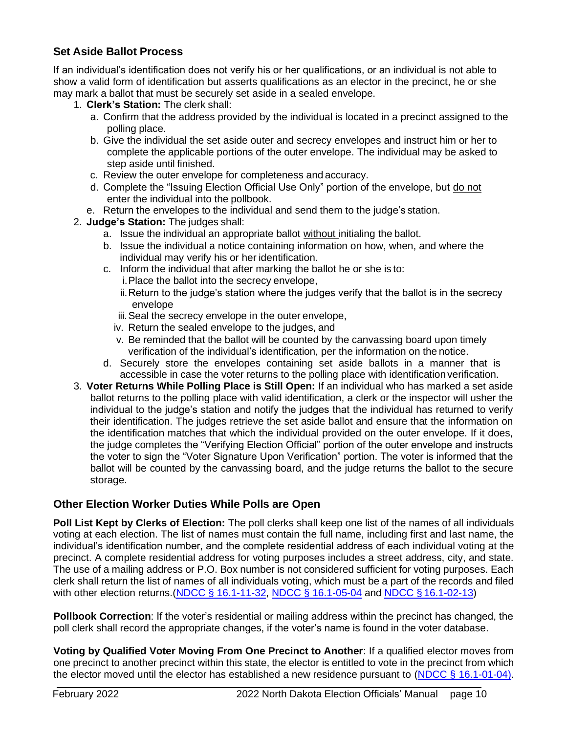## Set Aside Ballot Process

If an individual's identification does not verify his or her qualifications, or an individual is not able to show a valid form of identification but asserts qualifications as an elector in the precinct, he or she may mark a ballot that must be securely set aside in a sealed envelope.

1. **Clerk's Station:** The clerk shall:
   a. Confirm that the address provided by the individual is located in a precinct assigned to the polling place.
   b. Give the individual the set aside outer and secrecy envelopes and instruct him or her to complete the applicable portions of the outer envelope. The individual may be asked to step aside until finished.
   c. Review the outer envelope for completeness and accuracy.
   d. Complete the "Issuing Election Official Use Only" portion of the envelope, but do not enter the individual into the pollbook.
   e. Return the envelopes to the individual and send them to the judge's station.
2. **Judge's Station:** The judges shall:
   a. Issue the individual an appropriate ballot without initialing the ballot.
   b. Issue the individual a notice containing information on how, when, and where the individual may verify his or her identification.
   c. Inform the individual that after marking the ballot he or she is to:
      i. Place the ballot into the secrecy envelope,
      ii. Return to the judge's station where the judges verify that the ballot is in the secrecy envelope
      iii. Seal the secrecy envelope in the outer envelope,
      iv. Return the sealed envelope to the judges, and
      v. Be reminded that the ballot will be counted by the canvassing board upon timely verification of the individual's identification, per the information on the notice.
   d. Securely store the envelopes containing set aside ballots in a manner that is accessible in case the voter returns to the polling place with identification verification.
3. **Voter Returns While Polling Place is Still Open:** If an individual who has marked a set aside ballot returns to the polling place with valid identification, a clerk or the inspector will usher the individual to the judge's station and notify the judges that the individual has returned to verify their identification. The judges retrieve the set aside ballot and ensure that the information on the identification matches that which the individual provided on the outer envelope. If it does, the judge completes the "Verifying Election Official" portion of the outer envelope and instructs the voter to sign the "Voter Signature Upon Verification" portion. The voter is informed that the ballot will be counted by the canvassing board, and the judge returns the ballot to the secure storage.

## Other Election Worker Duties While Polls are Open

**Poll List Kept by Clerks of Election:** The poll clerks shall keep one list of the names of all individuals voting at each election. The list of names must contain the full name, including first and last name, the individual's identification number, and the complete residential address of each individual voting at the precinct. A complete residential address for voting purposes includes a street address, city, and state. The use of a mailing address or P.O. Box number is not considered sufficient for voting purposes. Each clerk shall return the list of names of all individuals voting, which must be a part of the records and filed with other election returns.(NDCC § 16.1-11-32, NDCC § 16.1-05-04 and NDCC § 16.1-02-13)

**Pollbook Correction**: If the voter's residential or mailing address within the precinct has changed, the poll clerk shall record the appropriate changes, if the voter's name is found in the voter database.

**Voting by Qualified Voter Moving From One Precinct to Another**: If a qualified elector moves from one precinct to another precinct within this state, the elector is entitled to vote in the precinct from which the elector moved until the elector has established a new residence pursuant to (NDCC § 16.1-01-04).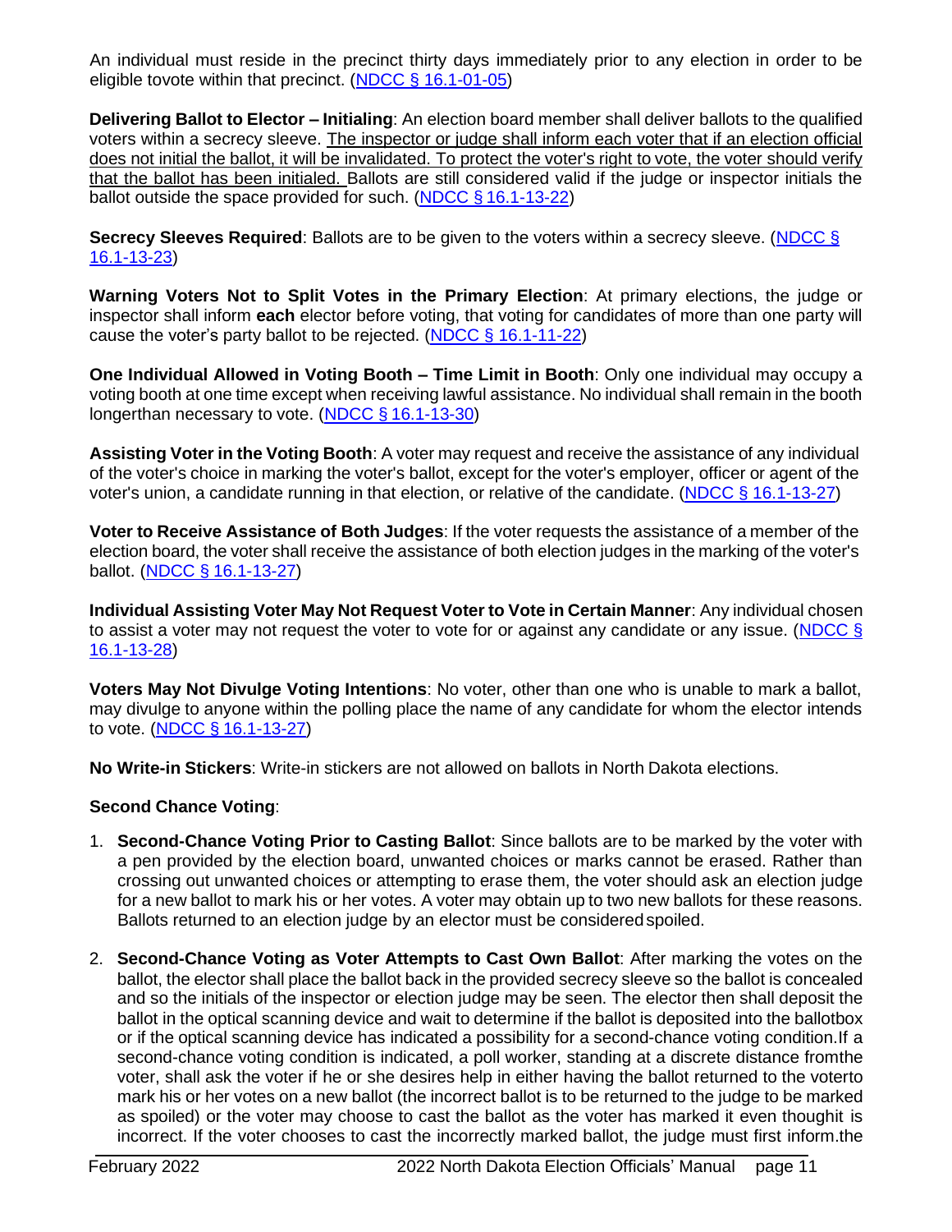An individual must reside in the precinct thirty days immediately prior to any election in order to be eligible tovote within that precinct. ([NDCC § 16.1-01-05](#))

**Delivering Ballot to Elector – Initialing**: An election board member shall deliver ballots to the qualified voters within a secrecy sleeve. <u>The inspector or judge shall inform each voter that if an election official does not initial the ballot, it will be invalidated. To protect the voter's right to vote, the voter should verify that the ballot has been initialed.</u> Ballots are still considered valid if the judge or inspector initials the ballot outside the space provided for such. ([NDCC § 16.1-13-22](#))

**Secrecy Sleeves Required**: Ballots are to be given to the voters within a secrecy sleeve. ([NDCC § 16.1-13-23](#))

**Warning Voters Not to Split Votes in the Primary Election**: At primary elections, the judge or inspector shall inform **each** elector before voting, that voting for candidates of more than one party will cause the voter's party ballot to be rejected. ([NDCC § 16.1-11-22](#))

**One Individual Allowed in Voting Booth – Time Limit in Booth**: Only one individual may occupy a voting booth at one time except when receiving lawful assistance. No individual shall remain in the booth longerthan necessary to vote. ([NDCC § 16.1-13-30](#))

**Assisting Voter in the Voting Booth**: A voter may request and receive the assistance of any individual of the voter's choice in marking the voter's ballot, except for the voter's employer, officer or agent of the voter's union, a candidate running in that election, or relative of the candidate. ([NDCC § 16.1-13-27](#))

**Voter to Receive Assistance of Both Judges**: If the voter requests the assistance of a member of the election board, the voter shall receive the assistance of both election judges in the marking of the voter's ballot. ([NDCC § 16.1-13-27](#))

**Individual Assisting Voter May Not Request Voter to Vote in Certain Manner**: Any individual chosen to assist a voter may not request the voter to vote for or against any candidate or any issue. ([NDCC § 16.1-13-28](#))

**Voters May Not Divulge Voting Intentions**: No voter, other than one who is unable to mark a ballot, may divulge to anyone within the polling place the name of any candidate for whom the elector intends to vote. ([NDCC § 16.1-13-27](#))

**No Write-in Stickers**: Write-in stickers are not allowed on ballots in North Dakota elections.

**Second Chance Voting**:

1. **Second-Chance Voting Prior to Casting Ballot**: Since ballots are to be marked by the voter with a pen provided by the election board, unwanted choices or marks cannot be erased. Rather than crossing out unwanted choices or attempting to erase them, the voter should ask an election judge for a new ballot to mark his or her votes. A voter may obtain up to two new ballots for these reasons. Ballots returned to an election judge by an elector must be considered spoiled.

2. **Second-Chance Voting as Voter Attempts to Cast Own Ballot**: After marking the votes on the ballot, the elector shall place the ballot back in the provided secrecy sleeve so the ballot is concealed and so the initials of the inspector or election judge may be seen. The elector then shall deposit the ballot in the optical scanning device and wait to determine if the ballot is deposited into the ballotbox or if the optical scanning device has indicated a possibility for a second-chance voting condition.If a second-chance voting condition is indicated, a poll worker, standing at a discrete distance fromthe voter, shall ask the voter if he or she desires help in either having the ballot returned to the voterto mark his or her votes on a new ballot (the incorrect ballot is to be returned to the judge to be marked as spoiled) or the voter may choose to cast the ballot as the voter has marked it even thought is incorrect. If the voter chooses to cast the incorrectly marked ballot, the judge must first inform.the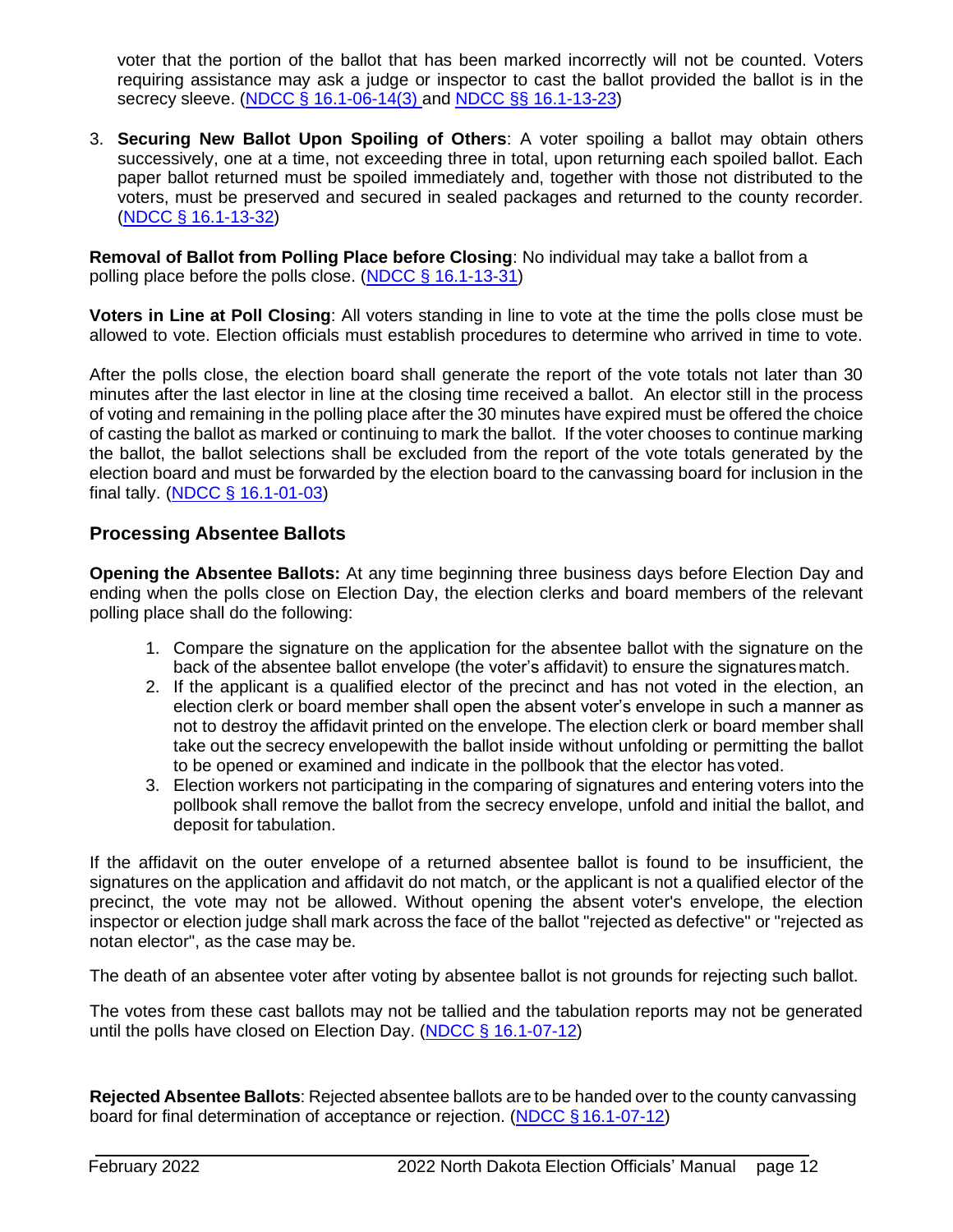voter that the portion of the ballot that has been marked incorrectly will not be counted. Voters requiring assistance may ask a judge or inspector to cast the ballot provided the ballot is in the secrecy sleeve. (NDCC § 16.1-06-14(3) and NDCC §§ 16.1-13-23)

3. **Securing New Ballot Upon Spoiling of Others**: A voter spoiling a ballot may obtain others successively, one at a time, not exceeding three in total, upon returning each spoiled ballot. Each paper ballot returned must be spoiled immediately and, together with those not distributed to the voters, must be preserved and secured in sealed packages and returned to the county recorder. (NDCC § 16.1-13-32)

**Removal of Ballot from Polling Place before Closing**: No individual may take a ballot from a polling place before the polls close. (NDCC § 16.1-13-31)

**Voters in Line at Poll Closing**: All voters standing in line to vote at the time the polls close must be allowed to vote. Election officials must establish procedures to determine who arrived in time to vote.

After the polls close, the election board shall generate the report of the vote totals not later than 30 minutes after the last elector in line at the closing time received a ballot. An elector still in the process of voting and remaining in the polling place after the 30 minutes have expired must be offered the choice of casting the ballot as marked or continuing to mark the ballot. If the voter chooses to continue marking the ballot, the ballot selections shall be excluded from the report of the vote totals generated by the election board and must be forwarded by the election board to the canvassing board for inclusion in the final tally. (NDCC § 16.1-01-03)

## Processing Absentee Ballots

**Opening the Absentee Ballots:** At any time beginning three business days before Election Day and ending when the polls close on Election Day, the election clerks and board members of the relevant polling place shall do the following:

1. Compare the signature on the application for the absentee ballot with the signature on the back of the absentee ballot envelope (the voter's affidavit) to ensure the signatures match.
2. If the applicant is a qualified elector of the precinct and has not voted in the election, an election clerk or board member shall open the absent voter's envelope in such a manner as not to destroy the affidavit printed on the envelope. The election clerk or board member shall take out the secrecy envelopewith the ballot inside without unfolding or permitting the ballot to be opened or examined and indicate in the pollbook that the elector has voted.
3. Election workers not participating in the comparing of signatures and entering voters into the pollbook shall remove the ballot from the secrecy envelope, unfold and initial the ballot, and deposit for tabulation.

If the affidavit on the outer envelope of a returned absentee ballot is found to be insufficient, the signatures on the application and affidavit do not match, or the applicant is not a qualified elector of the precinct, the vote may not be allowed. Without opening the absent voter's envelope, the election inspector or election judge shall mark across the face of the ballot "rejected as defective" or "rejected as notan elector", as the case may be.

The death of an absentee voter after voting by absentee ballot is not grounds for rejecting such ballot.

The votes from these cast ballots may not be tallied and the tabulation reports may not be generated until the polls have closed on Election Day. (NDCC § 16.1-07-12)

**Rejected Absentee Ballots**: Rejected absentee ballots are to be handed over to the county canvassing board for final determination of acceptance or rejection. (NDCC § 16.1-07-12)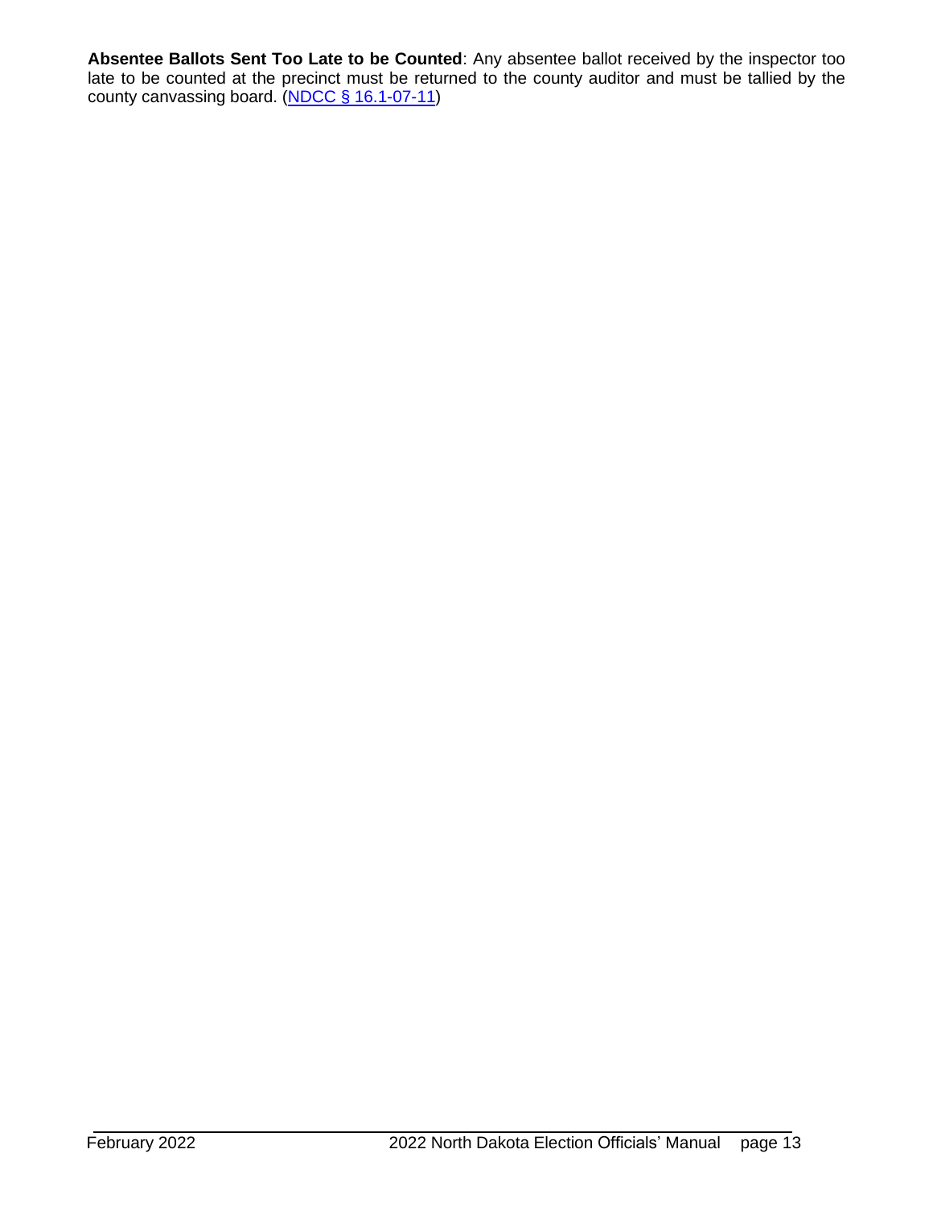**Absentee Ballots Sent Too Late to be Counted**: Any absentee ballot received by the inspector too late to be counted at the precinct must be returned to the county auditor and must be tallied by the county canvassing board. (NDCC § 16.1-07-11)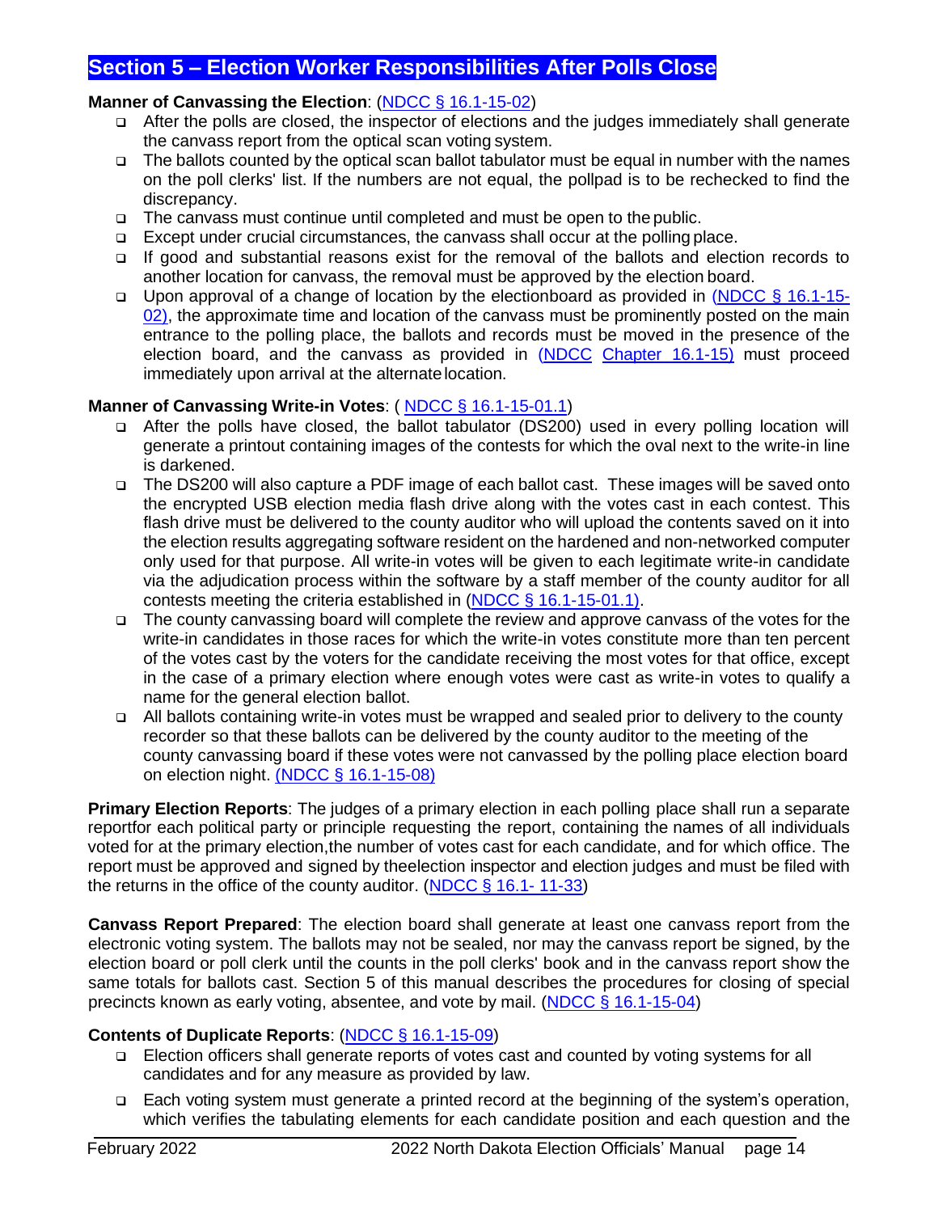## Section 5 – Election Worker Responsibilities After Polls Close

**Manner of Canvassing the Election**: (NDCC § 16.1-15-02)

- After the polls are closed, the inspector of elections and the judges immediately shall generate the canvass report from the optical scan voting system.
- The ballots counted by the optical scan ballot tabulator must be equal in number with the names on the poll clerks' list. If the numbers are not equal, the pollpad is to be rechecked to find the discrepancy.
- The canvass must continue until completed and must be open to the public.
- Except under crucial circumstances, the canvass shall occur at the polling place.
- If good and substantial reasons exist for the removal of the ballots and election records to another location for canvass, the removal must be approved by the election board.
- Upon approval of a change of location by the electionboard as provided in (NDCC § 16.1-15-02), the approximate time and location of the canvass must be prominently posted on the main entrance to the polling place, the ballots and records must be moved in the presence of the election board, and the canvass as provided in (NDCC Chapter 16.1-15) must proceed immediately upon arrival at the alternate location.

**Manner of Canvassing Write-in Votes**: ( NDCC § 16.1-15-01.1)

- After the polls have closed, the ballot tabulator (DS200) used in every polling location will generate a printout containing images of the contests for which the oval next to the write-in line is darkened.
- The DS200 will also capture a PDF image of each ballot cast. These images will be saved onto the encrypted USB election media flash drive along with the votes cast in each contest. This flash drive must be delivered to the county auditor who will upload the contents saved on it into the election results aggregating software resident on the hardened and non-networked computer only used for that purpose. All write-in votes will be given to each legitimate write-in candidate via the adjudication process within the software by a staff member of the county auditor for all contests meeting the criteria established in (NDCC § 16.1-15-01.1).
- The county canvassing board will complete the review and approve canvass of the votes for the write-in candidates in those races for which the write-in votes constitute more than ten percent of the votes cast by the voters for the candidate receiving the most votes for that office, except in the case of a primary election where enough votes were cast as write-in votes to qualify a name for the general election ballot.
- All ballots containing write-in votes must be wrapped and sealed prior to delivery to the county recorder so that these ballots can be delivered by the county auditor to the meeting of the county canvassing board if these votes were not canvassed by the polling place election board on election night. (NDCC § 16.1-15-08)

**Primary Election Reports**: The judges of a primary election in each polling place shall run a separate reportfor each political party or principle requesting the report, containing the names of all individuals voted for at the primary election,the number of votes cast for each candidate, and for which office. The report must be approved and signed by theelection inspector and election judges and must be filed with the returns in the office of the county auditor. (NDCC § 16.1- 11-33)

**Canvass Report Prepared**: The election board shall generate at least one canvass report from the electronic voting system. The ballots may not be sealed, nor may the canvass report be signed, by the election board or poll clerk until the counts in the poll clerks' book and in the canvass report show the same totals for ballots cast. Section 5 of this manual describes the procedures for closing of special precincts known as early voting, absentee, and vote by mail. (NDCC § 16.1-15-04)

**Contents of Duplicate Reports**: (NDCC § 16.1-15-09)

- Election officers shall generate reports of votes cast and counted by voting systems for all candidates and for any measure as provided by law.
- Each voting system must generate a printed record at the beginning of the system's operation, which verifies the tabulating elements for each candidate position and each question and the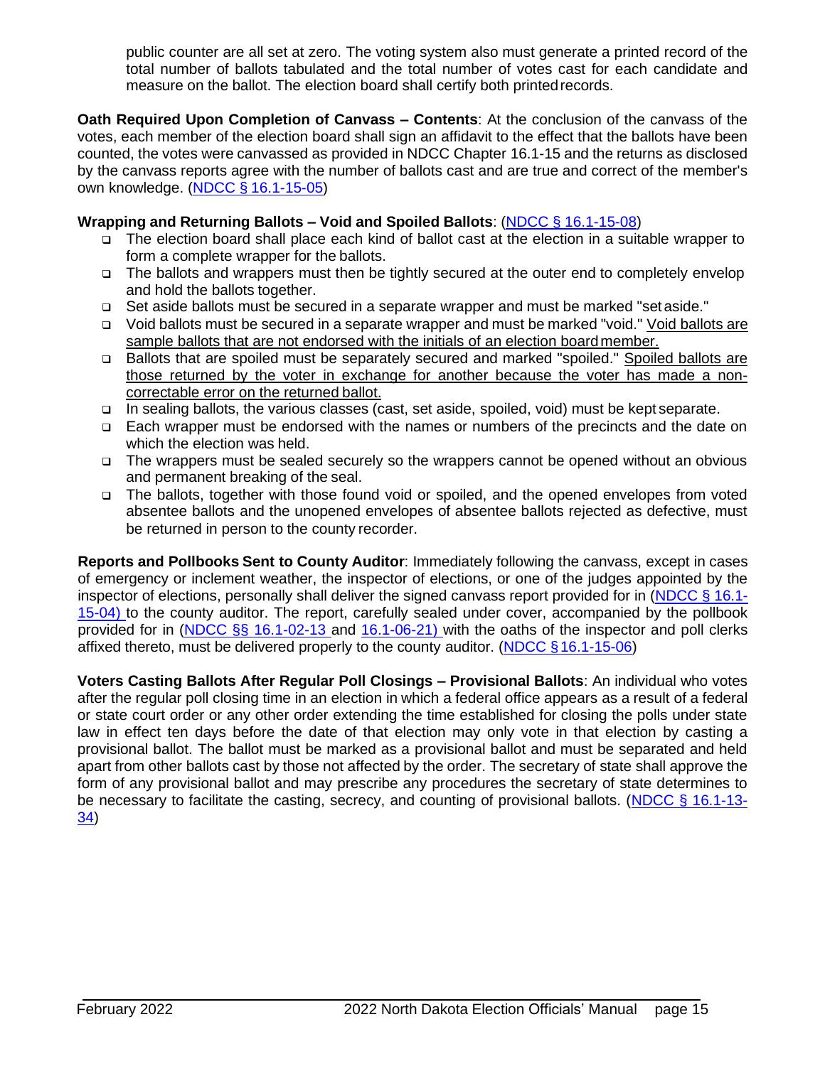public counter are all set at zero. The voting system also must generate a printed record of the total number of ballots tabulated and the total number of votes cast for each candidate and measure on the ballot. The election board shall certify both printed records.

**Oath Required Upon Completion of Canvass – Contents**: At the conclusion of the canvass of the votes, each member of the election board shall sign an affidavit to the effect that the ballots have been counted, the votes were canvassed as provided in NDCC Chapter 16.1-15 and the returns as disclosed by the canvass reports agree with the number of ballots cast and are true and correct of the member's own knowledge. (NDCC § 16.1-15-05)

**Wrapping and Returning Ballots – Void and Spoiled Ballots**: (NDCC § 16.1-15-08)

- The election board shall place each kind of ballot cast at the election in a suitable wrapper to form a complete wrapper for the ballots.
- The ballots and wrappers must then be tightly secured at the outer end to completely envelop and hold the ballots together.
- Set aside ballots must be secured in a separate wrapper and must be marked "set aside."
- Void ballots must be secured in a separate wrapper and must be marked "void." Void ballots are sample ballots that are not endorsed with the initials of an election board member.
- Ballots that are spoiled must be separately secured and marked "spoiled." Spoiled ballots are those returned by the voter in exchange for another because the voter has made a non-correctable error on the returned ballot.
- In sealing ballots, the various classes (cast, set aside, spoiled, void) must be kept separate.
- Each wrapper must be endorsed with the names or numbers of the precincts and the date on which the election was held.
- The wrappers must be sealed securely so the wrappers cannot be opened without an obvious and permanent breaking of the seal.
- The ballots, together with those found void or spoiled, and the opened envelopes from voted absentee ballots and the unopened envelopes of absentee ballots rejected as defective, must be returned in person to the county recorder.

**Reports and Pollbooks Sent to County Auditor**: Immediately following the canvass, except in cases of emergency or inclement weather, the inspector of elections, or one of the judges appointed by the inspector of elections, personally shall deliver the signed canvass report provided for in (NDCC § 16.1-15-04) to the county auditor. The report, carefully sealed under cover, accompanied by the pollbook provided for in (NDCC §§ 16.1-02-13 and 16.1-06-21) with the oaths of the inspector and poll clerks affixed thereto, must be delivered properly to the county auditor. (NDCC § 16.1-15-06)

**Voters Casting Ballots After Regular Poll Closings – Provisional Ballots**: An individual who votes after the regular poll closing time in an election in which a federal office appears as a result of a federal or state court order or any other order extending the time established for closing the polls under state law in effect ten days before the date of that election may only vote in that election by casting a provisional ballot. The ballot must be marked as a provisional ballot and must be separated and held apart from other ballots cast by those not affected by the order. The secretary of state shall approve the form of any provisional ballot and may prescribe any procedures the secretary of state determines to be necessary to facilitate the casting, secrecy, and counting of provisional ballots. (NDCC § 16.1-13-34)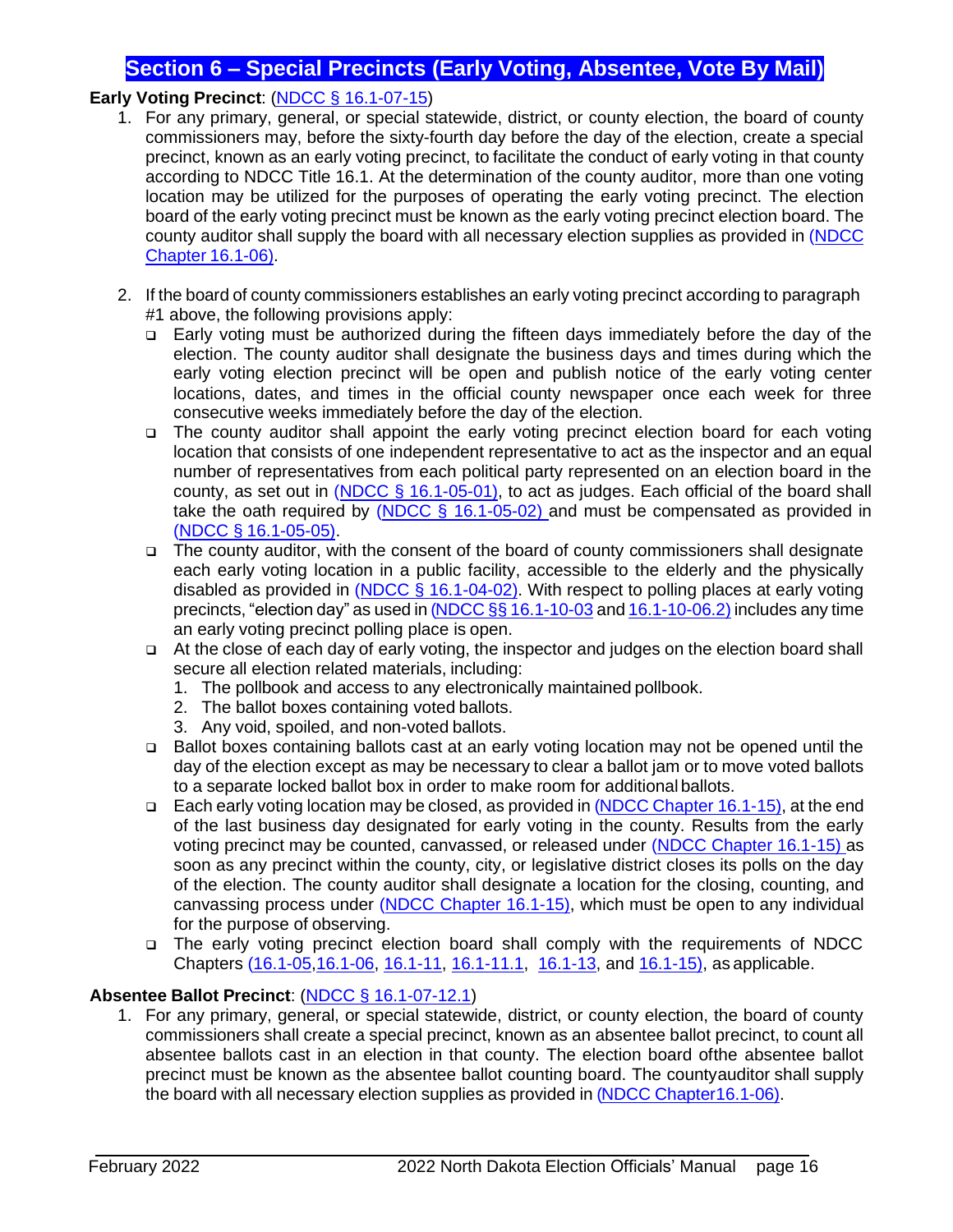## Section 6 – Special Precincts (Early Voting, Absentee, Vote By Mail)

**Early Voting Precinct**: (NDCC § 16.1-07-15)

1. For any primary, general, or special statewide, district, or county election, the board of county commissioners may, before the sixty-fourth day before the day of the election, create a special precinct, known as an early voting precinct, to facilitate the conduct of early voting in that county according to NDCC Title 16.1. At the determination of the county auditor, more than one voting location may be utilized for the purposes of operating the early voting precinct. The election board of the early voting precinct must be known as the early voting precinct election board. The county auditor shall supply the board with all necessary election supplies as provided in (NDCC Chapter 16.1-06).

2. If the board of county commissioners establishes an early voting precinct according to paragraph #1 above, the following provisions apply:
   - Early voting must be authorized during the fifteen days immediately before the day of the election. The county auditor shall designate the business days and times during which the early voting election precinct will be open and publish notice of the early voting center locations, dates, and times in the official county newspaper once each week for three consecutive weeks immediately before the day of the election.
   - The county auditor shall appoint the early voting precinct election board for each voting location that consists of one independent representative to act as the inspector and an equal number of representatives from each political party represented on an election board in the county, as set out in (NDCC § 16.1-05-01), to act as judges. Each official of the board shall take the oath required by (NDCC § 16.1-05-02) and must be compensated as provided in (NDCC § 16.1-05-05).
   - The county auditor, with the consent of the board of county commissioners shall designate each early voting location in a public facility, accessible to the elderly and the physically disabled as provided in (NDCC § 16.1-04-02). With respect to polling places at early voting precincts, "election day" as used in (NDCC §§ 16.1-10-03 and 16.1-10-06.2) includes any time an early voting precinct polling place is open.
   - At the close of each day of early voting, the inspector and judges on the election board shall secure all election related materials, including:
     1. The pollbook and access to any electronically maintained pollbook.
     2. The ballot boxes containing voted ballots.
     3. Any void, spoiled, and non-voted ballots.
   - Ballot boxes containing ballots cast at an early voting location may not be opened until the day of the election except as may be necessary to clear a ballot jam or to move voted ballots to a separate locked ballot box in order to make room for additional ballots.
   - Each early voting location may be closed, as provided in (NDCC Chapter 16.1-15), at the end of the last business day designated for early voting in the county. Results from the early voting precinct may be counted, canvassed, or released under (NDCC Chapter 16.1-15) as soon as any precinct within the county, city, or legislative district closes its polls on the day of the election. The county auditor shall designate a location for the closing, counting, and canvassing process under (NDCC Chapter 16.1-15), which must be open to any individual for the purpose of observing.
   - The early voting precinct election board shall comply with the requirements of NDCC Chapters (16.1-05, 16.1-06, 16.1-11, 16.1-11.1, 16.1-13, and 16.1-15), as applicable.

**Absentee Ballot Precinct**: (NDCC § 16.1-07-12.1)

1. For any primary, general, or special statewide, district, or county election, the board of county commissioners shall create a special precinct, known as an absentee ballot precinct, to count all absentee ballots cast in an election in that county. The election board ofthe absentee ballot precinct must be known as the absentee ballot counting board. The countyauditor shall supply the board with all necessary election supplies as provided in (NDCC Chapter16.1-06).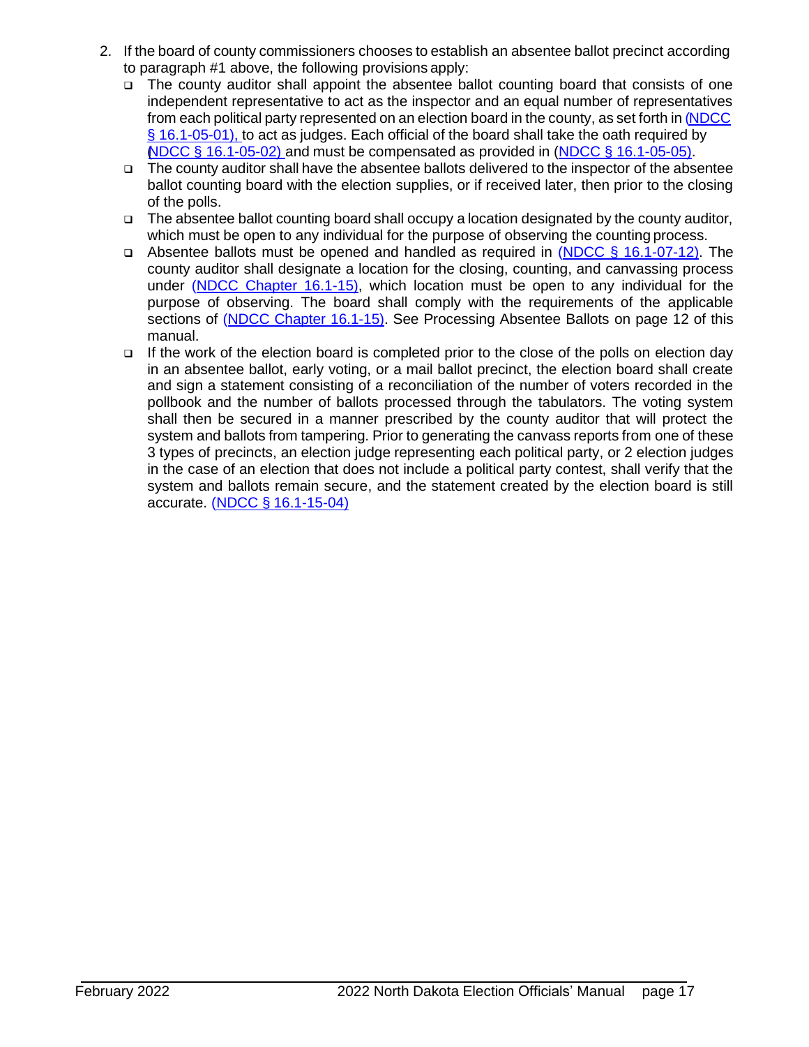2. If the board of county commissioners chooses to establish an absentee ballot precinct according to paragraph #1 above, the following provisions apply:
   - The county auditor shall appoint the absentee ballot counting board that consists of one independent representative to act as the inspector and an equal number of representatives from each political party represented on an election board in the county, as set forth in (NDCC § 16.1-05-01), to act as judges. Each official of the board shall take the oath required by (NDCC § 16.1-05-02) and must be compensated as provided in (NDCC § 16.1-05-05).
   - The county auditor shall have the absentee ballots delivered to the inspector of the absentee ballot counting board with the election supplies, or if received later, then prior to the closing of the polls.
   - The absentee ballot counting board shall occupy a location designated by the county auditor, which must be open to any individual for the purpose of observing the counting process.
   - Absentee ballots must be opened and handled as required in (NDCC § 16.1-07-12). The county auditor shall designate a location for the closing, counting, and canvassing process under (NDCC Chapter 16.1-15), which location must be open to any individual for the purpose of observing. The board shall comply with the requirements of the applicable sections of (NDCC Chapter 16.1-15). See Processing Absentee Ballots on page 12 of this manual.
   - If the work of the election board is completed prior to the close of the polls on election day in an absentee ballot, early voting, or a mail ballot precinct, the election board shall create and sign a statement consisting of a reconciliation of the number of voters recorded in the pollbook and the number of ballots processed through the tabulators. The voting system shall then be secured in a manner prescribed by the county auditor that will protect the system and ballots from tampering. Prior to generating the canvass reports from one of these 3 types of precincts, an election judge representing each political party, or 2 election judges in the case of an election that does not include a political party contest, shall verify that the system and ballots remain secure, and the statement created by the election board is still accurate. (NDCC § 16.1-15-04)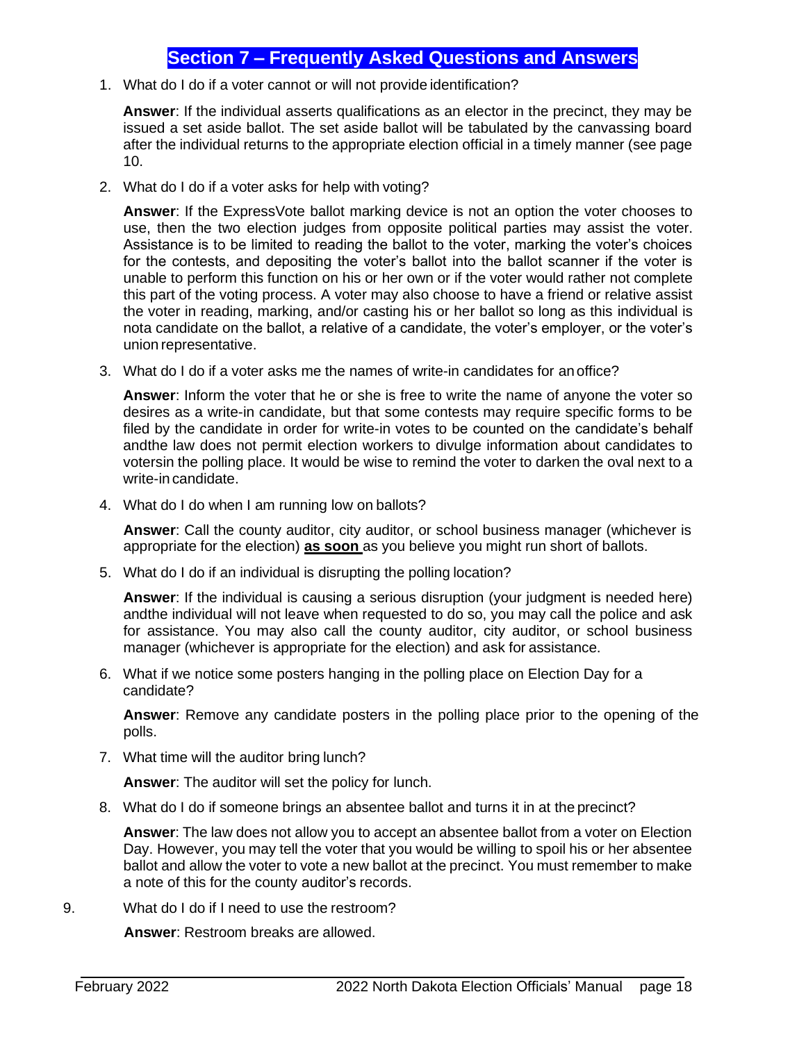# Section 7 – Frequently Asked Questions and Answers

1. What do I do if a voter cannot or will not provide identification?

   **Answer**: If the individual asserts qualifications as an elector in the precinct, they may be issued a set aside ballot. The set aside ballot will be tabulated by the canvassing board after the individual returns to the appropriate election official in a timely manner (see page 10.

2. What do I do if a voter asks for help with voting?

   **Answer**: If the ExpressVote ballot marking device is not an option the voter chooses to use, then the two election judges from opposite political parties may assist the voter. Assistance is to be limited to reading the ballot to the voter, marking the voter's choices for the contests, and depositing the voter's ballot into the ballot scanner if the voter is unable to perform this function on his or her own or if the voter would rather not complete this part of the voting process. A voter may also choose to have a friend or relative assist the voter in reading, marking, and/or casting his or her ballot so long as this individual is nota candidate on the ballot, a relative of a candidate, the voter's employer, or the voter's union representative.

3. What do I do if a voter asks me the names of write-in candidates for an office?

   **Answer**: Inform the voter that he or she is free to write the name of anyone the voter so desires as a write-in candidate, but that some contests may require specific forms to be filed by the candidate in order for write-in votes to be counted on the candidate's behalf andthe law does not permit election workers to divulge information about candidates to votersin the polling place. It would be wise to remind the voter to darken the oval next to a write-in candidate.

4. What do I do when I am running low on ballots?

   **Answer**: Call the county auditor, city auditor, or school business manager (whichever is appropriate for the election) **as soon** as you believe you might run short of ballots.

5. What do I do if an individual is disrupting the polling location?

   **Answer**: If the individual is causing a serious disruption (your judgment is needed here) andthe individual will not leave when requested to do so, you may call the police and ask for assistance. You may also call the county auditor, city auditor, or school business manager (whichever is appropriate for the election) and ask for assistance.

6. What if we notice some posters hanging in the polling place on Election Day for a candidate?

   **Answer**: Remove any candidate posters in the polling place prior to the opening of the polls.

7. What time will the auditor bring lunch?

   **Answer**: The auditor will set the policy for lunch.

8. What do I do if someone brings an absentee ballot and turns it in at the precinct?

   **Answer**: The law does not allow you to accept an absentee ballot from a voter on Election Day. However, you may tell the voter that you would be willing to spoil his or her absentee ballot and allow the voter to vote a new ballot at the precinct. You must remember to make a note of this for the county auditor's records.

9. What do I do if I need to use the restroom?

   **Answer**: Restroom breaks are allowed.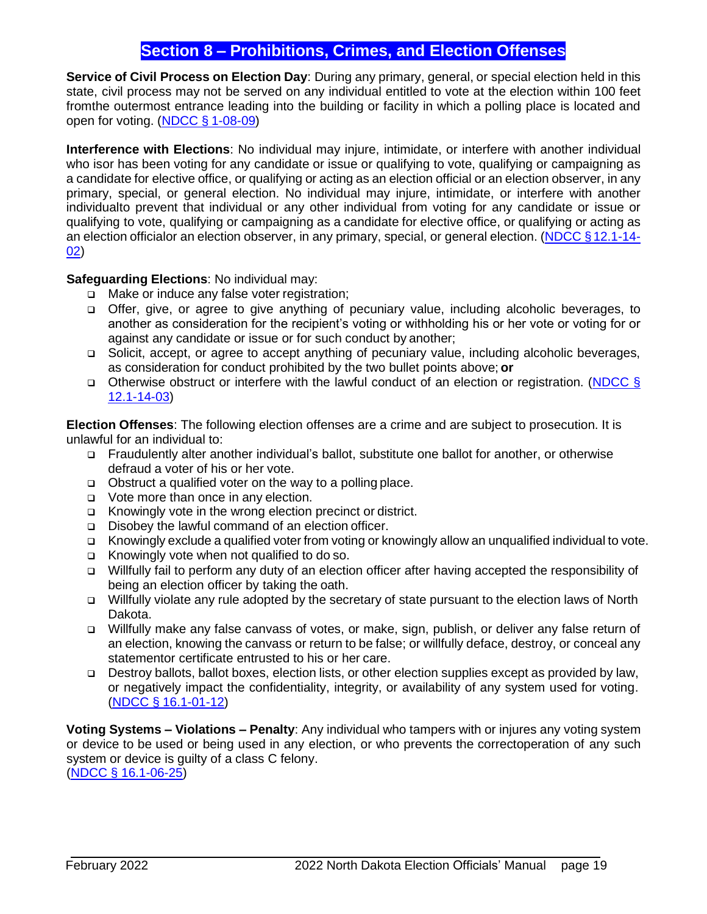# Section 8 – Prohibitions, Crimes, and Election Offenses

**Service of Civil Process on Election Day**: During any primary, general, or special election held in this state, civil process may not be served on any individual entitled to vote at the election within 100 feet fromthe outermost entrance leading into the building or facility in which a polling place is located and open for voting. (NDCC § 1-08-09)

**Interference with Elections**: No individual may injure, intimidate, or interfere with another individual who isor has been voting for any candidate or issue or qualifying to vote, qualifying or campaigning as a candidate for elective office, or qualifying or acting as an election official or an election observer, in any primary, special, or general election. No individual may injure, intimidate, or interfere with another individualto prevent that individual or any other individual from voting for any candidate or issue or qualifying to vote, qualifying or campaigning as a candidate for elective office, or qualifying or acting as an election officialor an election observer, in any primary, special, or general election. (NDCC §12.1-14-02)

**Safeguarding Elections**: No individual may:

- Make or induce any false voter registration;
- Offer, give, or agree to give anything of pecuniary value, including alcoholic beverages, to another as consideration for the recipient's voting or withholding his or her vote or voting for or against any candidate or issue or for such conduct by another;
- Solicit, accept, or agree to accept anything of pecuniary value, including alcoholic beverages, as consideration for conduct prohibited by the two bullet points above; **or**
- Otherwise obstruct or interfere with the lawful conduct of an election or registration. (NDCC § 12.1-14-03)

**Election Offenses**: The following election offenses are a crime and are subject to prosecution. It is unlawful for an individual to:

- Fraudulently alter another individual's ballot, substitute one ballot for another, or otherwise defraud a voter of his or her vote.
- Obstruct a qualified voter on the way to a polling place.
- Vote more than once in any election.
- Knowingly vote in the wrong election precinct or district.
- Disobey the lawful command of an election officer.
- Knowingly exclude a qualified voter from voting or knowingly allow an unqualified individual to vote.
- Knowingly vote when not qualified to do so.
- Willfully fail to perform any duty of an election officer after having accepted the responsibility of being an election officer by taking the oath.
- Willfully violate any rule adopted by the secretary of state pursuant to the election laws of North Dakota.
- Willfully make any false canvass of votes, or make, sign, publish, or deliver any false return of an election, knowing the canvass or return to be false; or willfully deface, destroy, or conceal any statementor certificate entrusted to his or her care.
- Destroy ballots, ballot boxes, election lists, or other election supplies except as provided by law, or negatively impact the confidentiality, integrity, or availability of any system used for voting. (NDCC § 16.1-01-12)

**Voting Systems – Violations – Penalty**: Any individual who tampers with or injures any voting system or device to be used or being used in any election, or who prevents the correctoperation of any such system or device is guilty of a class C felony.
(NDCC § 16.1-06-25)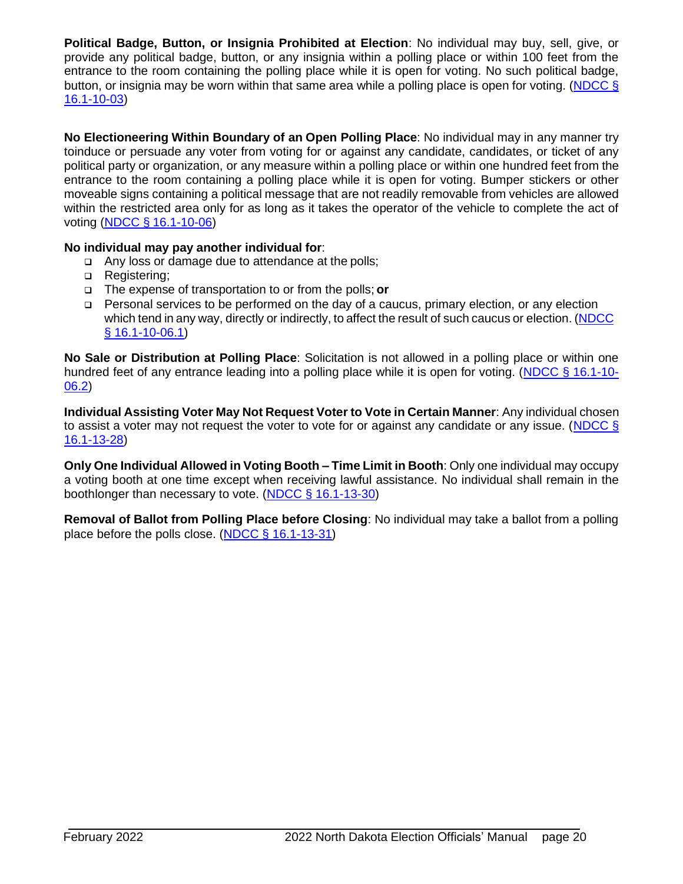**Political Badge, Button, or Insignia Prohibited at Election**: No individual may buy, sell, give, or provide any political badge, button, or any insignia within a polling place or within 100 feet from the entrance to the room containing the polling place while it is open for voting. No such political badge, button, or insignia may be worn within that same area while a polling place is open for voting. (NDCC § 16.1-10-03)

**No Electioneering Within Boundary of an Open Polling Place**: No individual may in any manner try toinduce or persuade any voter from voting for or against any candidate, candidates, or ticket of any political party or organization, or any measure within a polling place or within one hundred feet from the entrance to the room containing a polling place while it is open for voting. Bumper stickers or other moveable signs containing a political message that are not readily removable from vehicles are allowed within the restricted area only for as long as it takes the operator of the vehicle to complete the act of voting (NDCC § 16.1-10-06)

**No individual may pay another individual for**:

- Any loss or damage due to attendance at the polls;
- Registering;
- The expense of transportation to or from the polls; **or**
- Personal services to be performed on the day of a caucus, primary election, or any election which tend in any way, directly or indirectly, to affect the result of such caucus or election. (NDCC § 16.1-10-06.1)

**No Sale or Distribution at Polling Place**: Solicitation is not allowed in a polling place or within one hundred feet of any entrance leading into a polling place while it is open for voting. (NDCC § 16.1-10-06.2)

**Individual Assisting Voter May Not Request Voter to Vote in Certain Manner**: Any individual chosen to assist a voter may not request the voter to vote for or against any candidate or any issue. (NDCC § 16.1-13-28)

**Only One Individual Allowed in Voting Booth – Time Limit in Booth**: Only one individual may occupy a voting booth at one time except when receiving lawful assistance. No individual shall remain in the boothlonger than necessary to vote. (NDCC § 16.1-13-30)

**Removal of Ballot from Polling Place before Closing**: No individual may take a ballot from a polling place before the polls close. (NDCC § 16.1-13-31)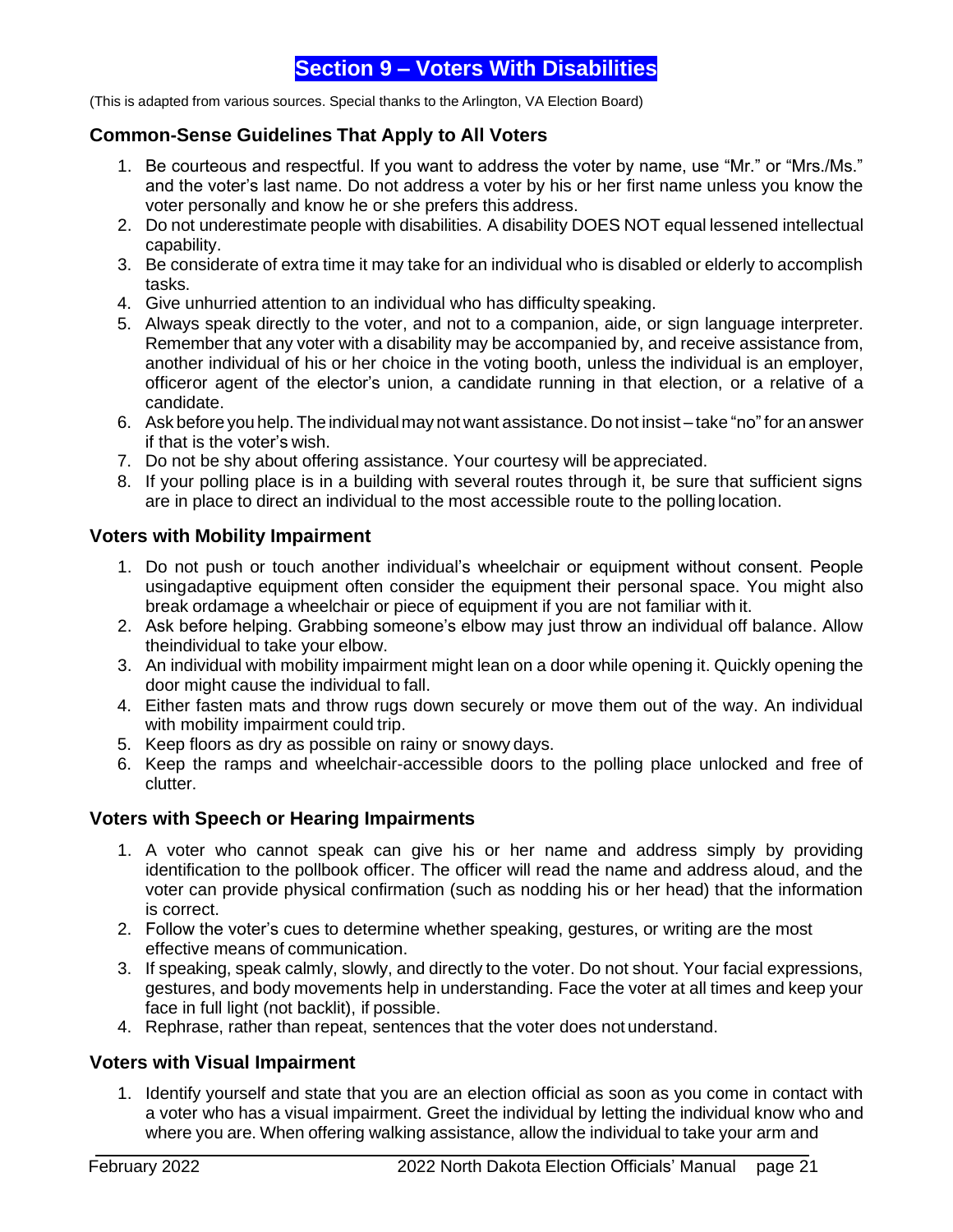# Section 9 – Voters With Disabilities

(This is adapted from various sources. Special thanks to the Arlington, VA Election Board)

### Common-Sense Guidelines That Apply to All Voters

1. Be courteous and respectful. If you want to address the voter by name, use "Mr." or "Mrs./Ms." and the voter's last name. Do not address a voter by his or her first name unless you know the voter personally and know he or she prefers this address.
2. Do not underestimate people with disabilities. A disability DOES NOT equal lessened intellectual capability.
3. Be considerate of extra time it may take for an individual who is disabled or elderly to accomplish tasks.
4. Give unhurried attention to an individual who has difficulty speaking.
5. Always speak directly to the voter, and not to a companion, aide, or sign language interpreter. Remember that any voter with a disability may be accompanied by, and receive assistance from, another individual of his or her choice in the voting booth, unless the individual is an employer, officeror agent of the elector's union, a candidate running in that election, or a relative of a candidate.
6. Ask before you help. The individual may not want assistance. Do not insist – take "no" for an answer if that is the voter's wish.
7. Do not be shy about offering assistance. Your courtesy will be appreciated.
8. If your polling place is in a building with several routes through it, be sure that sufficient signs are in place to direct an individual to the most accessible route to the polling location.

### Voters with Mobility Impairment

1. Do not push or touch another individual's wheelchair or equipment without consent. People usingadaptive equipment often consider the equipment their personal space. You might also break ordamage a wheelchair or piece of equipment if you are not familiar with it.
2. Ask before helping. Grabbing someone's elbow may just throw an individual off balance. Allow theindividual to take your elbow.
3. An individual with mobility impairment might lean on a door while opening it. Quickly opening the door might cause the individual to fall.
4. Either fasten mats and throw rugs down securely or move them out of the way. An individual with mobility impairment could trip.
5. Keep floors as dry as possible on rainy or snowy days.
6. Keep the ramps and wheelchair-accessible doors to the polling place unlocked and free of clutter.

### Voters with Speech or Hearing Impairments

1. A voter who cannot speak can give his or her name and address simply by providing identification to the pollbook officer. The officer will read the name and address aloud, and the voter can provide physical confirmation (such as nodding his or her head) that the information is correct.
2. Follow the voter's cues to determine whether speaking, gestures, or writing are the most effective means of communication.
3. If speaking, speak calmly, slowly, and directly to the voter. Do not shout. Your facial expressions, gestures, and body movements help in understanding. Face the voter at all times and keep your face in full light (not backlit), if possible.
4. Rephrase, rather than repeat, sentences that the voter does not understand.

### Voters with Visual Impairment

1. Identify yourself and state that you are an election official as soon as you come in contact with a voter who has a visual impairment. Greet the individual by letting the individual know who and where you are. When offering walking assistance, allow the individual to take your arm and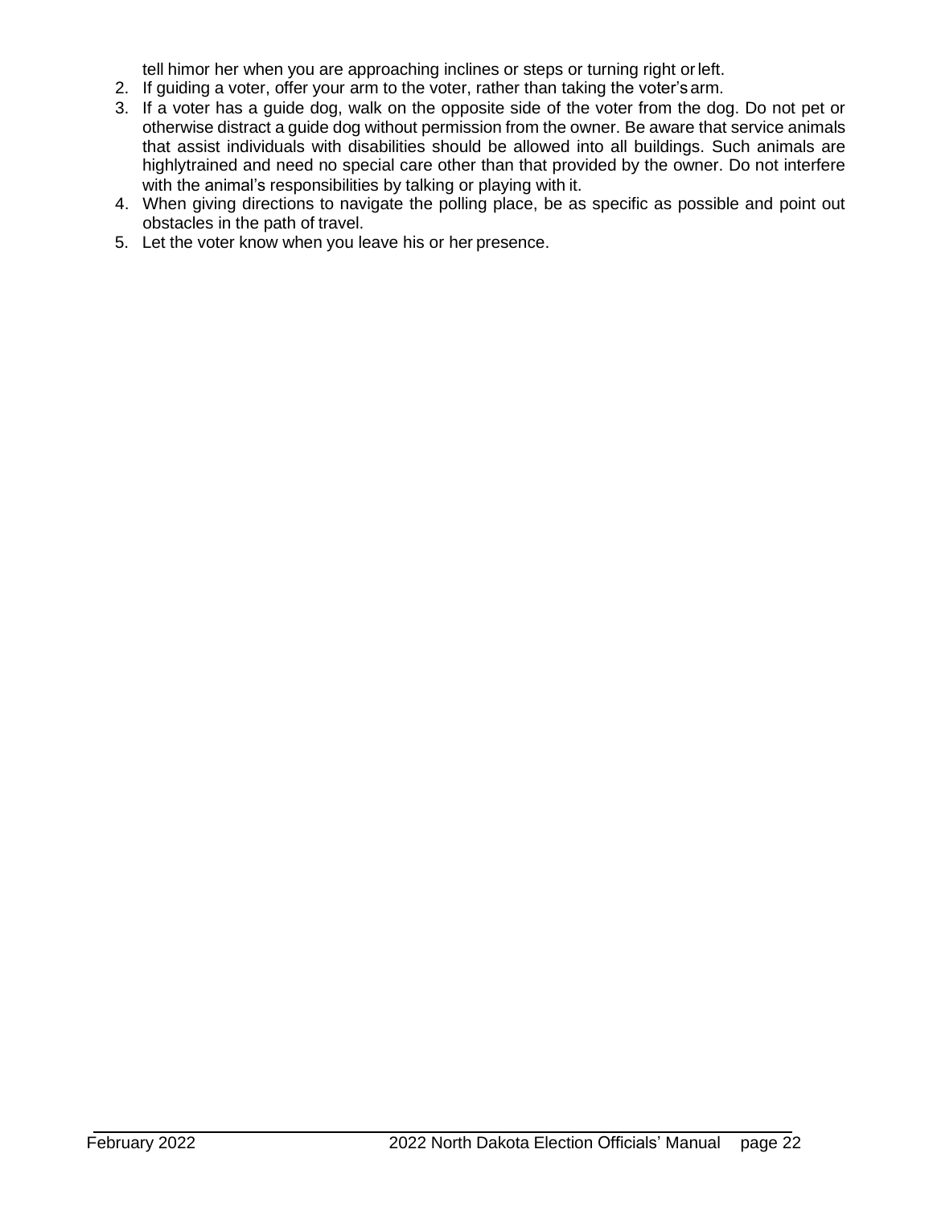tell himor her when you are approaching inclines or steps or turning right or left.

2. If guiding a voter, offer your arm to the voter, rather than taking the voter's arm.
3. If a voter has a guide dog, walk on the opposite side of the voter from the dog. Do not pet or otherwise distract a guide dog without permission from the owner. Be aware that service animals that assist individuals with disabilities should be allowed into all buildings. Such animals are highlytrained and need no special care other than that provided by the owner. Do not interfere with the animal's responsibilities by talking or playing with it.
4. When giving directions to navigate the polling place, be as specific as possible and point out obstacles in the path of travel.
5. Let the voter know when you leave his or her presence.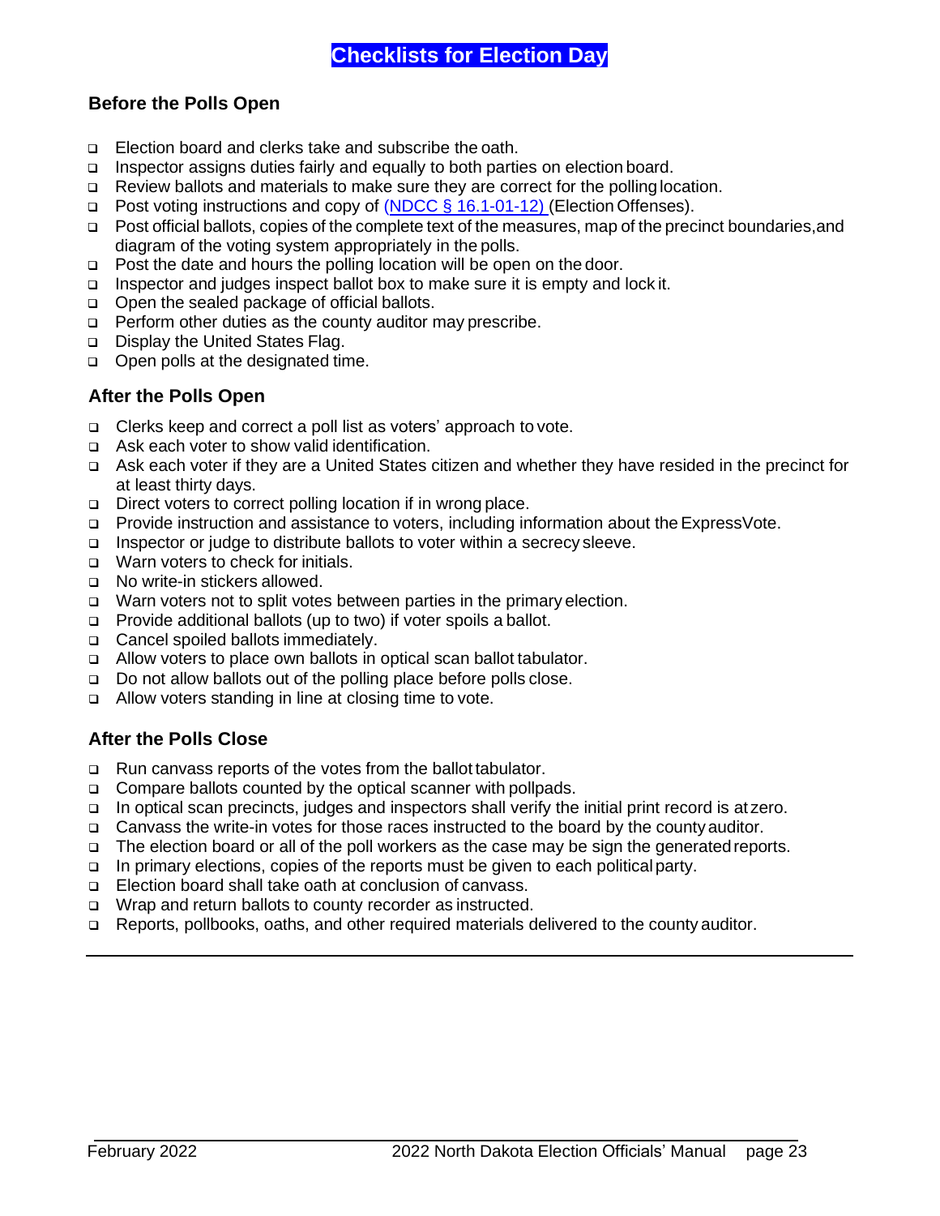# Checklists for Election Day

## Before the Polls Open

- Election board and clerks take and subscribe the oath.
- Inspector assigns duties fairly and equally to both parties on election board.
- Review ballots and materials to make sure they are correct for the polling location.
- Post voting instructions and copy of (NDCC § 16.1-01-12) (Election Offenses).
- Post official ballots, copies of the complete text of the measures, map of the precinct boundaries, and diagram of the voting system appropriately in the polls.
- Post the date and hours the polling location will be open on the door.
- Inspector and judges inspect ballot box to make sure it is empty and lock it.
- Open the sealed package of official ballots.
- Perform other duties as the county auditor may prescribe.
- Display the United States Flag.
- Open polls at the designated time.

## After the Polls Open

- Clerks keep and correct a poll list as voters' approach to vote.
- Ask each voter to show valid identification.
- Ask each voter if they are a United States citizen and whether they have resided in the precinct for at least thirty days.
- Direct voters to correct polling location if in wrong place.
- Provide instruction and assistance to voters, including information about the ExpressVote.
- Inspector or judge to distribute ballots to voter within a secrecy sleeve.
- Warn voters to check for initials.
- No write-in stickers allowed.
- Warn voters not to split votes between parties in the primary election.
- Provide additional ballots (up to two) if voter spoils a ballot.
- Cancel spoiled ballots immediately.
- Allow voters to place own ballots in optical scan ballot tabulator.
- Do not allow ballots out of the polling place before polls close.
- Allow voters standing in line at closing time to vote.

## After the Polls Close

- Run canvass reports of the votes from the ballot tabulator.
- Compare ballots counted by the optical scanner with pollpads.
- In optical scan precincts, judges and inspectors shall verify the initial print record is at zero.
- Canvass the write-in votes for those races instructed to the board by the county auditor.
- The election board or all of the poll workers as the case may be sign the generated reports.
- In primary elections, copies of the reports must be given to each political party.
- Election board shall take oath at conclusion of canvass.
- Wrap and return ballots to county recorder as instructed.
- Reports, pollbooks, oaths, and other required materials delivered to the county auditor.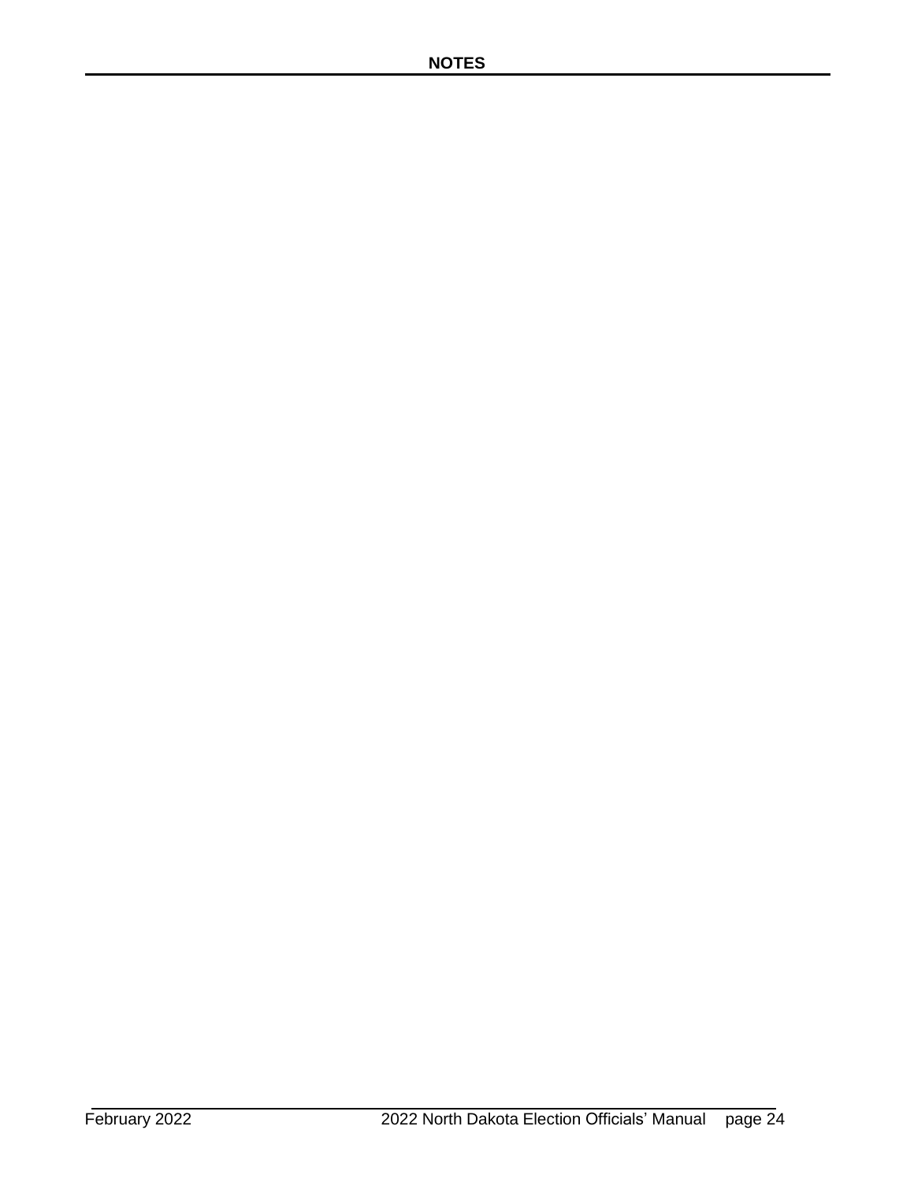# NOTES